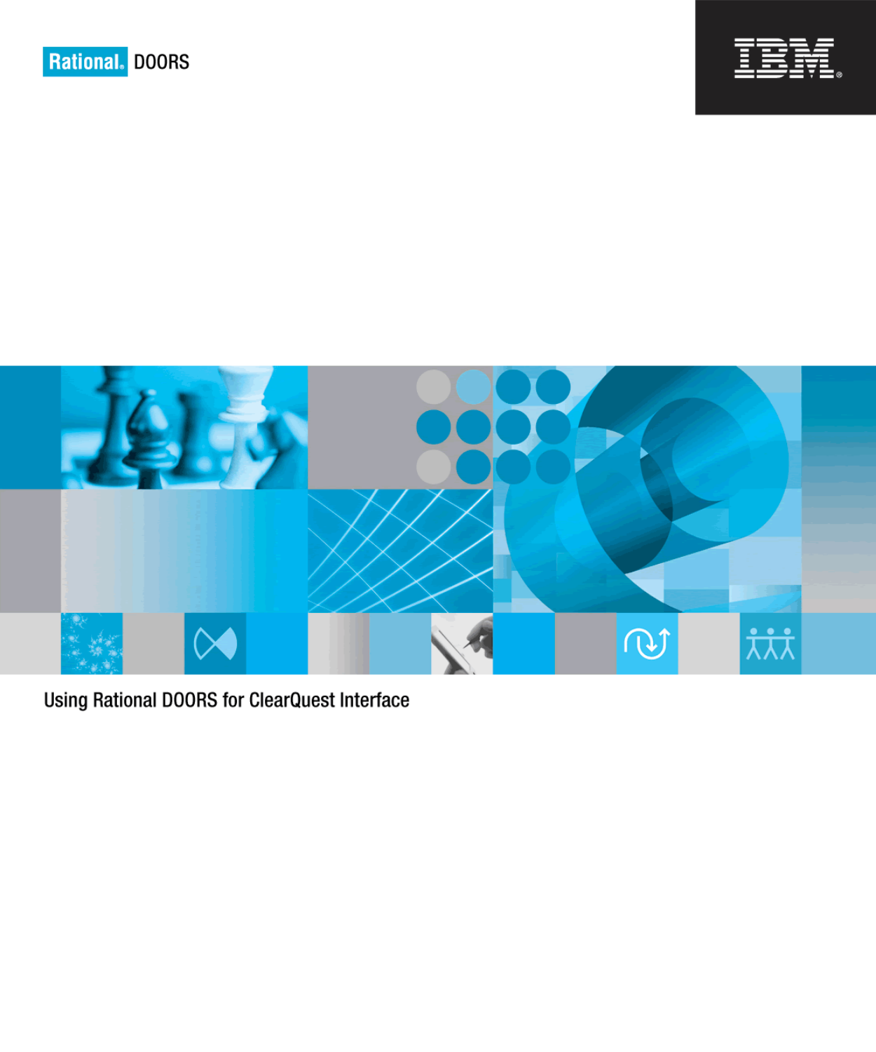Rational. DOORS

IBM

# Using Rational DOORS for ClearQuest Interface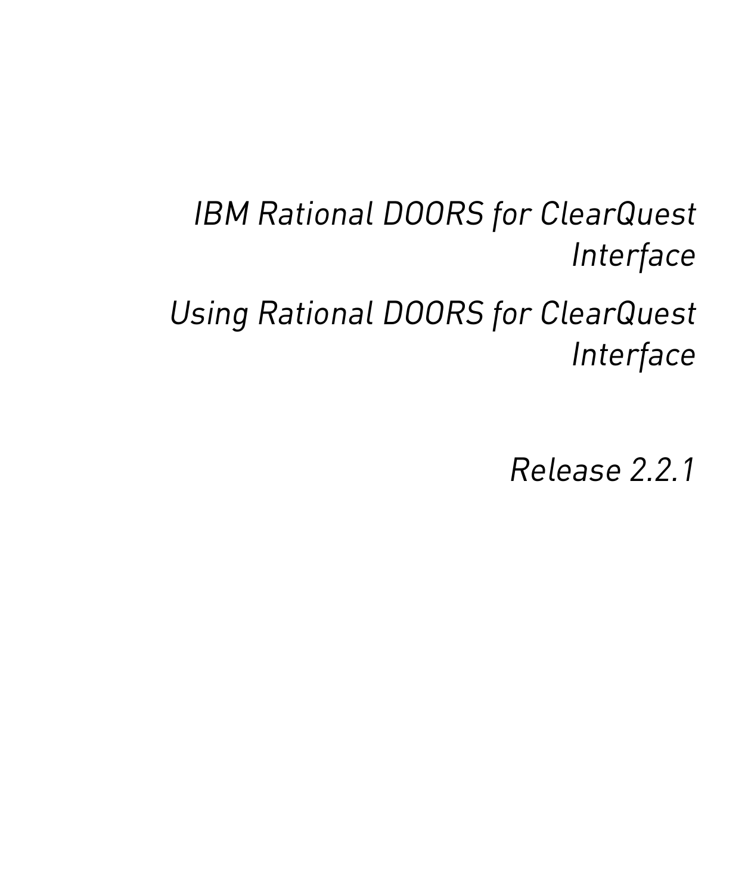# IBM Rational DOORS for ClearQuest Interface

## Using Rational DOORS for ClearQuest Interface

Release 2.2.1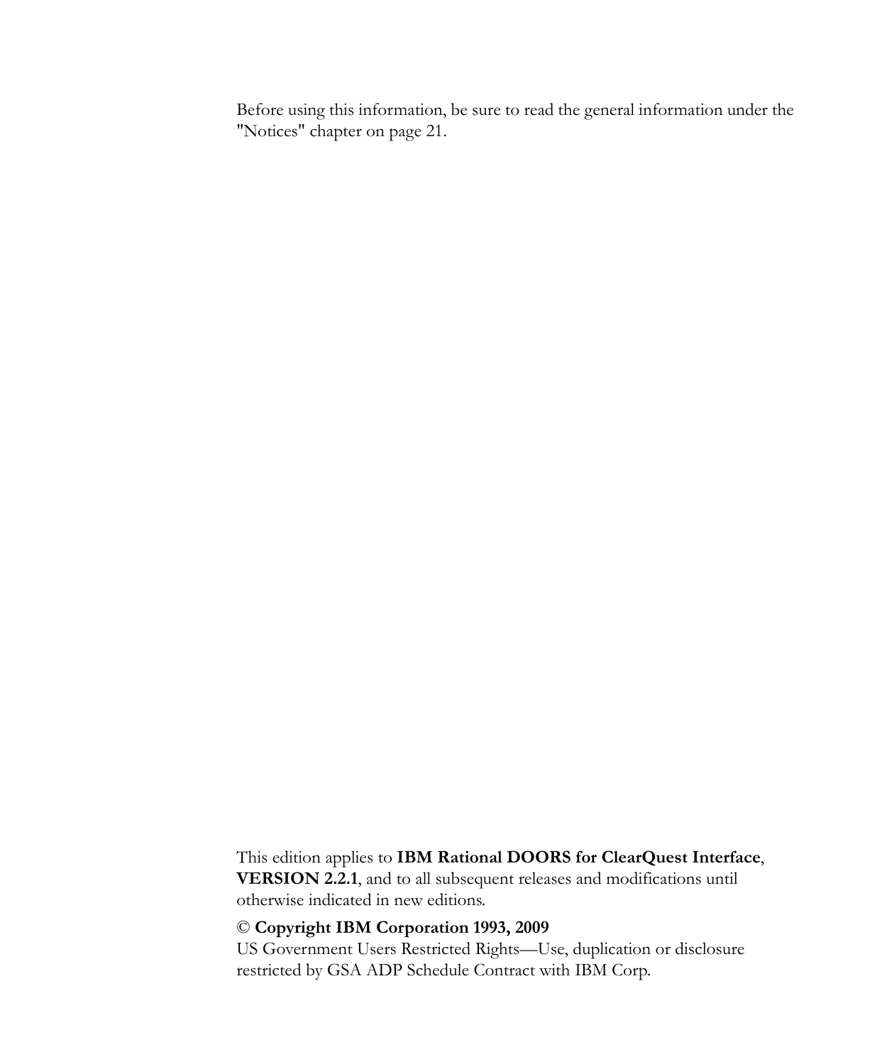Before using this information, be sure to read the general information under the "Notices" chapter on page 21.

This edition applies to **IBM Rational DOORS for ClearQuest Interface**, **VERSION 2.2.1**, and to all subsequent releases and modifications until otherwise indicated in new editions.

© **Copyright IBM Corporation 1993, 2009**
US Government Users Restricted Rights—Use, duplication or disclosure restricted by GSA ADP Schedule Contract with IBM Corp.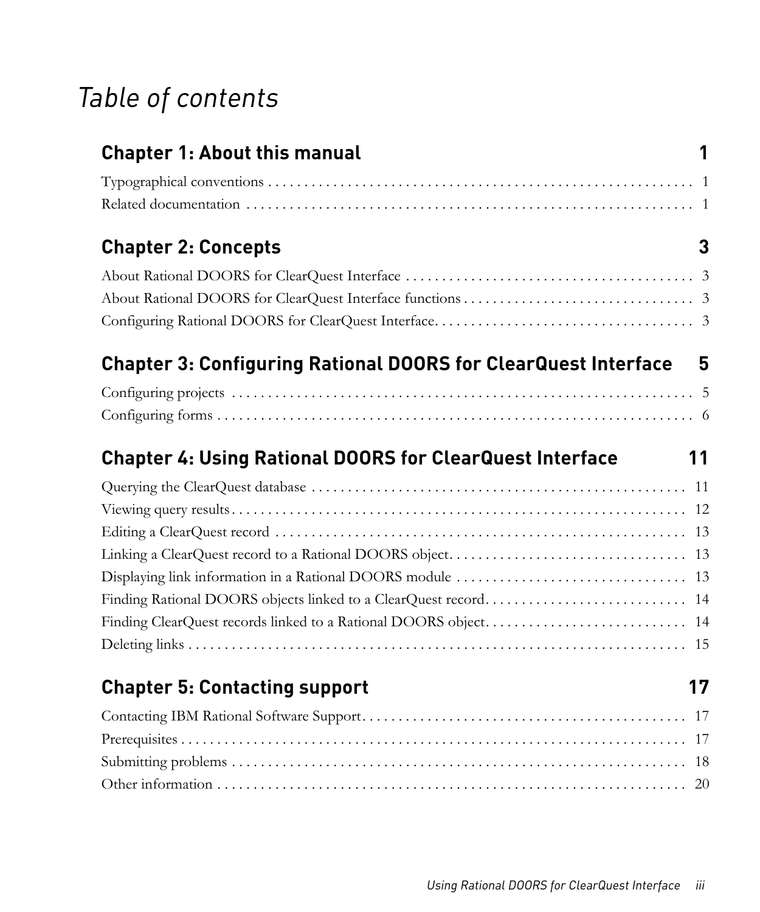# Table of contents

## Chapter 1: About this manual 1

Typographical conventions . . . . . . . . . . . . . . . . . . . . . . . . . . . . . . . . . . . . . . . . . . . . . . . . . . . . . . . . . . . 1
Related documentation . . . . . . . . . . . . . . . . . . . . . . . . . . . . . . . . . . . . . . . . . . . . . . . . . . . . . . . . . . . . . 1

## Chapter 2: Concepts 3

About Rational DOORS for ClearQuest Interface . . . . . . . . . . . . . . . . . . . . . . . . . . . . . . . . . . . . . . . 3
About Rational DOORS for ClearQuest Interface functions . . . . . . . . . . . . . . . . . . . . . . . . . . . . . . . . 3
Configuring Rational DOORS for ClearQuest Interface. . . . . . . . . . . . . . . . . . . . . . . . . . . . . . . . . . . . 3

## Chapter 3: Configuring Rational DOORS for ClearQuest Interface 5

Configuring projects . . . . . . . . . . . . . . . . . . . . . . . . . . . . . . . . . . . . . . . . . . . . . . . . . . . . . . . . . . . . . . . 5
Configuring forms . . . . . . . . . . . . . . . . . . . . . . . . . . . . . . . . . . . . . . . . . . . . . . . . . . . . . . . . . . . . . . . . . 6

## Chapter 4: Using Rational DOORS for ClearQuest Interface 11

Querying the ClearQuest database . . . . . . . . . . . . . . . . . . . . . . . . . . . . . . . . . . . . . . . . . . . . . . . . . . . 11
Viewing query results . . . . . . . . . . . . . . . . . . . . . . . . . . . . . . . . . . . . . . . . . . . . . . . . . . . . . . . . . . . . . . 12
Editing a ClearQuest record . . . . . . . . . . . . . . . . . . . . . . . . . . . . . . . . . . . . . . . . . . . . . . . . . . . . . . . . . 13
Linking a ClearQuest record to a Rational DOORS object. . . . . . . . . . . . . . . . . . . . . . . . . . . . . . . . . 13
Displaying link information in a Rational DOORS module . . . . . . . . . . . . . . . . . . . . . . . . . . . . . . . . 13
Finding Rational DOORS objects linked to a ClearQuest record. . . . . . . . . . . . . . . . . . . . . . . . . . . . 14
Finding ClearQuest records linked to a Rational DOORS object. . . . . . . . . . . . . . . . . . . . . . . . . . . . 14
Deleting links . . . . . . . . . . . . . . . . . . . . . . . . . . . . . . . . . . . . . . . . . . . . . . . . . . . . . . . . . . . . . . . . . . . . . 15

## Chapter 5: Contacting support 17

Contacting IBM Rational Software Support. . . . . . . . . . . . . . . . . . . . . . . . . . . . . . . . . . . . . . . . . . . . . 17
Prerequisites . . . . . . . . . . . . . . . . . . . . . . . . . . . . . . . . . . . . . . . . . . . . . . . . . . . . . . . . . . . . . . . . . . . . . 17
Submitting problems . . . . . . . . . . . . . . . . . . . . . . . . . . . . . . . . . . . . . . . . . . . . . . . . . . . . . . . . . . . . . . . 18
Other information . . . . . . . . . . . . . . . . . . . . . . . . . . . . . . . . . . . . . . . . . . . . . . . . . . . . . . . . . . . . . . . . . 20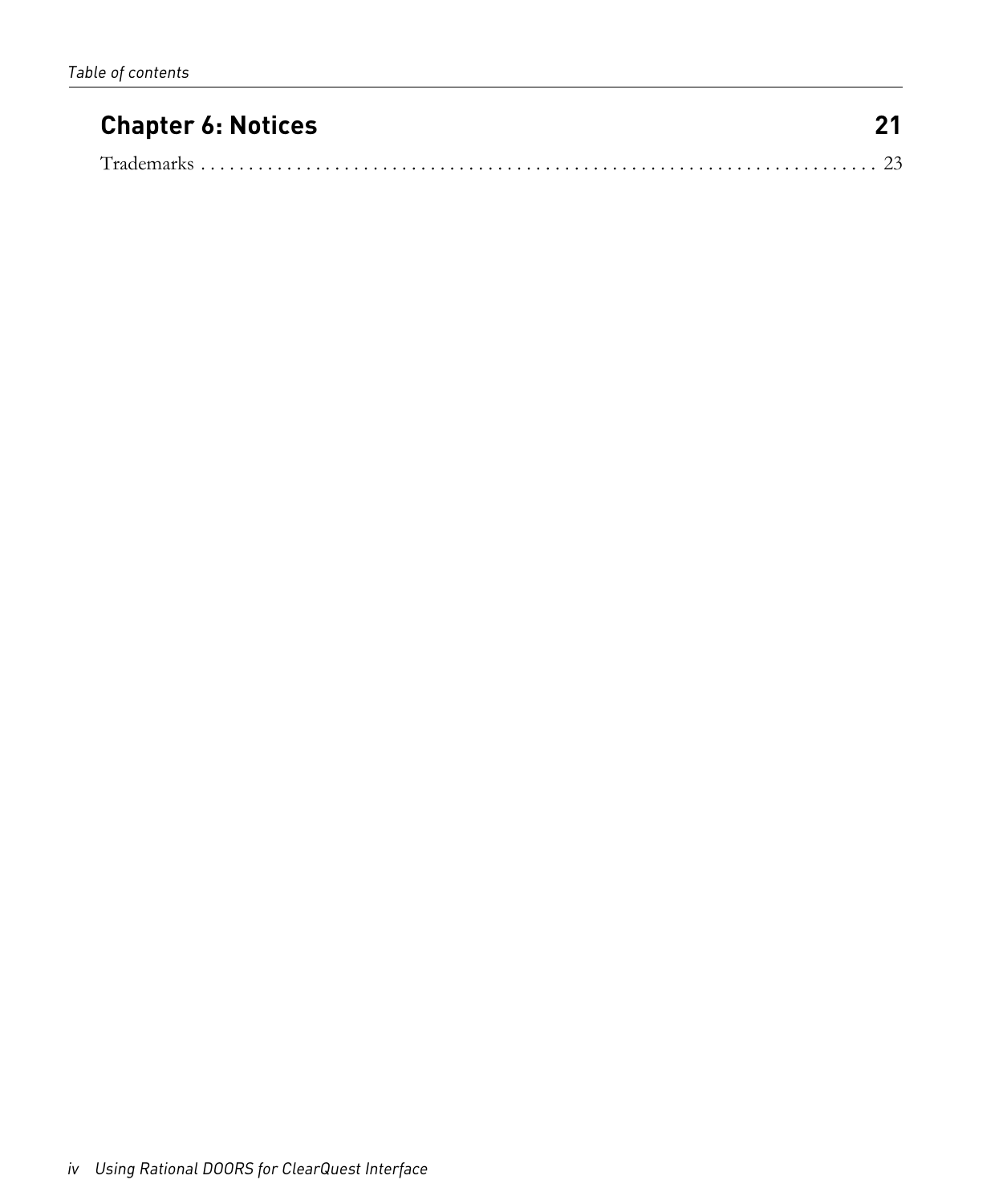## Chapter 6: Notices 21

Trademarks . . . . . . . . . . . . . . . . . . . . . . . . . . . . . . . . . . . . . . . . . . . . . . . . . . . . . . . . . . . . . . . . . 23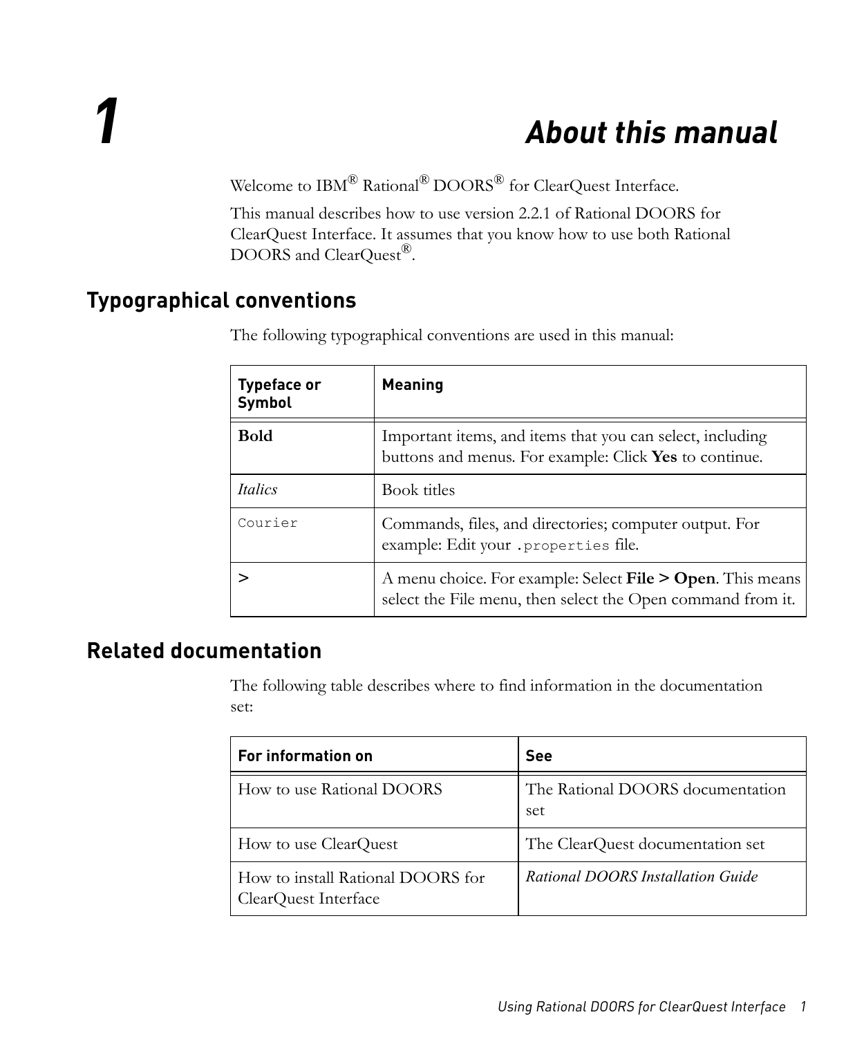# 1 About this manual

Welcome to IBM® Rational® DOORS® for ClearQuest Interface.

This manual describes how to use version 2.2.1 of Rational DOORS for ClearQuest Interface. It assumes that you know how to use both Rational DOORS and ClearQuest®.

## Typographical conventions

The following typographical conventions are used in this manual:

| Typeface or Symbol | Meaning |
|---|---|
| **Bold** | Important items, and items that you can select, including buttons and menus. For example: Click **Yes** to continue. |
| *Italics* | Book titles |
| `Courier` | Commands, files, and directories; computer output. For example: Edit your `.properties` file. |
| **>** | A menu choice. For example: Select **File > Open**. This means select the File menu, then select the Open command from it. |

## Related documentation

The following table describes where to find information in the documentation set:

| For information on | See |
|---|---|
| How to use Rational DOORS | The Rational DOORS documentation set |
| How to use ClearQuest | The ClearQuest documentation set |
| How to install Rational DOORS for ClearQuest Interface | *Rational DOORS Installation Guide* |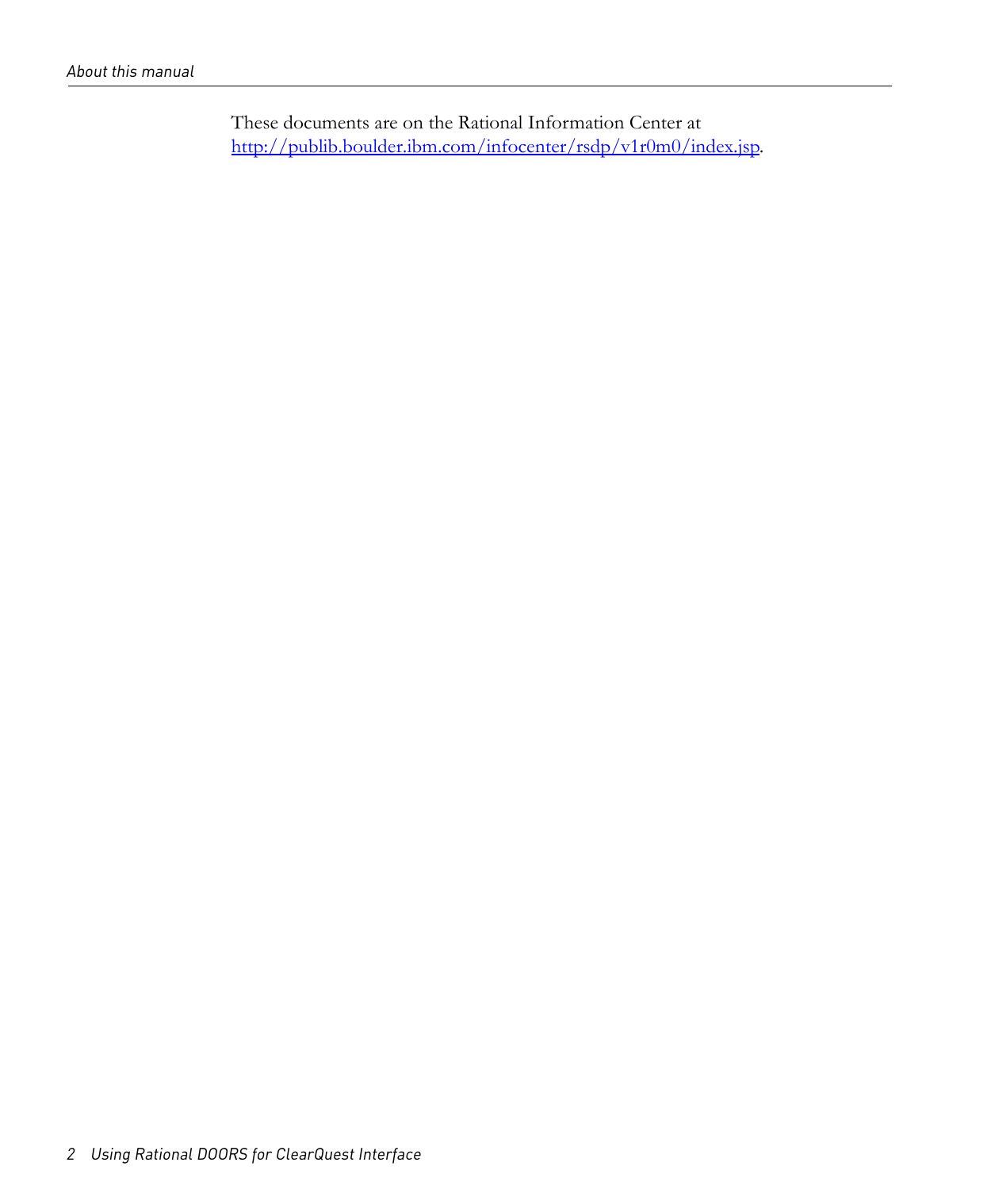These documents are on the Rational Information Center at http://publib.boulder.ibm.com/infocenter/rsdp/v1r0m0/index.jsp.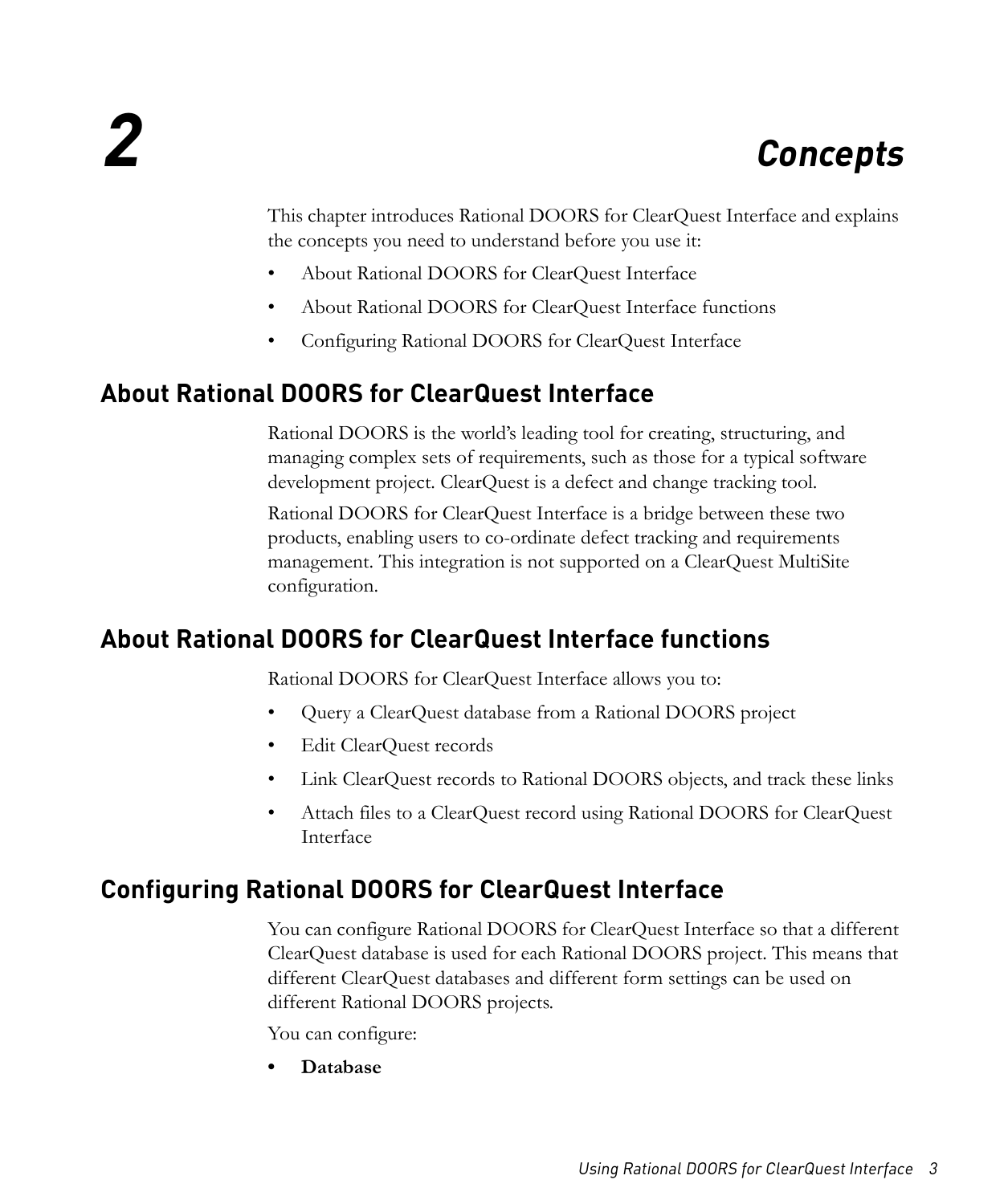# 2 Concepts

This chapter introduces Rational DOORS for ClearQuest Interface and explains the concepts you need to understand before you use it:

- About Rational DOORS for ClearQuest Interface
- About Rational DOORS for ClearQuest Interface functions
- Configuring Rational DOORS for ClearQuest Interface

## About Rational DOORS for ClearQuest Interface

Rational DOORS is the world's leading tool for creating, structuring, and managing complex sets of requirements, such as those for a typical software development project. ClearQuest is a defect and change tracking tool.

Rational DOORS for ClearQuest Interface is a bridge between these two products, enabling users to co-ordinate defect tracking and requirements management. This integration is not supported on a ClearQuest MultiSite configuration.

## About Rational DOORS for ClearQuest Interface functions

Rational DOORS for ClearQuest Interface allows you to:

- Query a ClearQuest database from a Rational DOORS project
- Edit ClearQuest records
- Link ClearQuest records to Rational DOORS objects, and track these links
- Attach files to a ClearQuest record using Rational DOORS for ClearQuest Interface

## Configuring Rational DOORS for ClearQuest Interface

You can configure Rational DOORS for ClearQuest Interface so that a different ClearQuest database is used for each Rational DOORS project. This means that different ClearQuest databases and different form settings can be used on different Rational DOORS projects.

You can configure:

- **Database**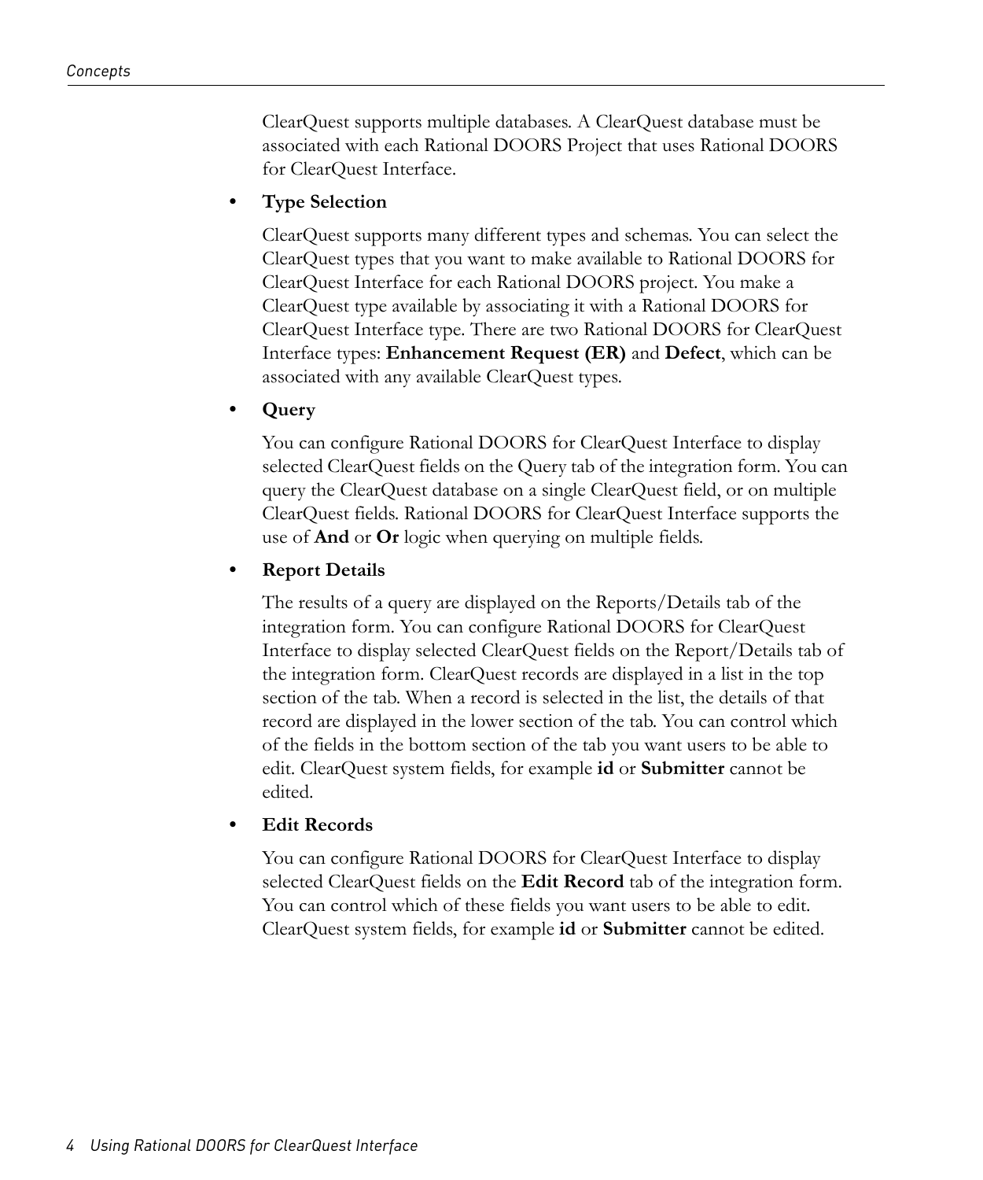ClearQuest supports multiple databases. A ClearQuest database must be associated with each Rational DOORS Project that uses Rational DOORS for ClearQuest Interface.

- **Type Selection**

  ClearQuest supports many different types and schemas. You can select the ClearQuest types that you want to make available to Rational DOORS for ClearQuest Interface for each Rational DOORS project. You make a ClearQuest type available by associating it with a Rational DOORS for ClearQuest Interface type. There are two Rational DOORS for ClearQuest Interface types: **Enhancement Request (ER)** and **Defect**, which can be associated with any available ClearQuest types.

- **Query**

  You can configure Rational DOORS for ClearQuest Interface to display selected ClearQuest fields on the Query tab of the integration form. You can query the ClearQuest database on a single ClearQuest field, or on multiple ClearQuest fields. Rational DOORS for ClearQuest Interface supports the use of **And** or **Or** logic when querying on multiple fields.

- **Report Details**

  The results of a query are displayed on the Reports/Details tab of the integration form. You can configure Rational DOORS for ClearQuest Interface to display selected ClearQuest fields on the Report/Details tab of the integration form. ClearQuest records are displayed in a list in the top section of the tab. When a record is selected in the list, the details of that record are displayed in the lower section of the tab. You can control which of the fields in the bottom section of the tab you want users to be able to edit. ClearQuest system fields, for example **id** or **Submitter** cannot be edited.

- **Edit Records**

  You can configure Rational DOORS for ClearQuest Interface to display selected ClearQuest fields on the **Edit Record** tab of the integration form. You can control which of these fields you want users to be able to edit. ClearQuest system fields, for example **id** or **Submitter** cannot be edited.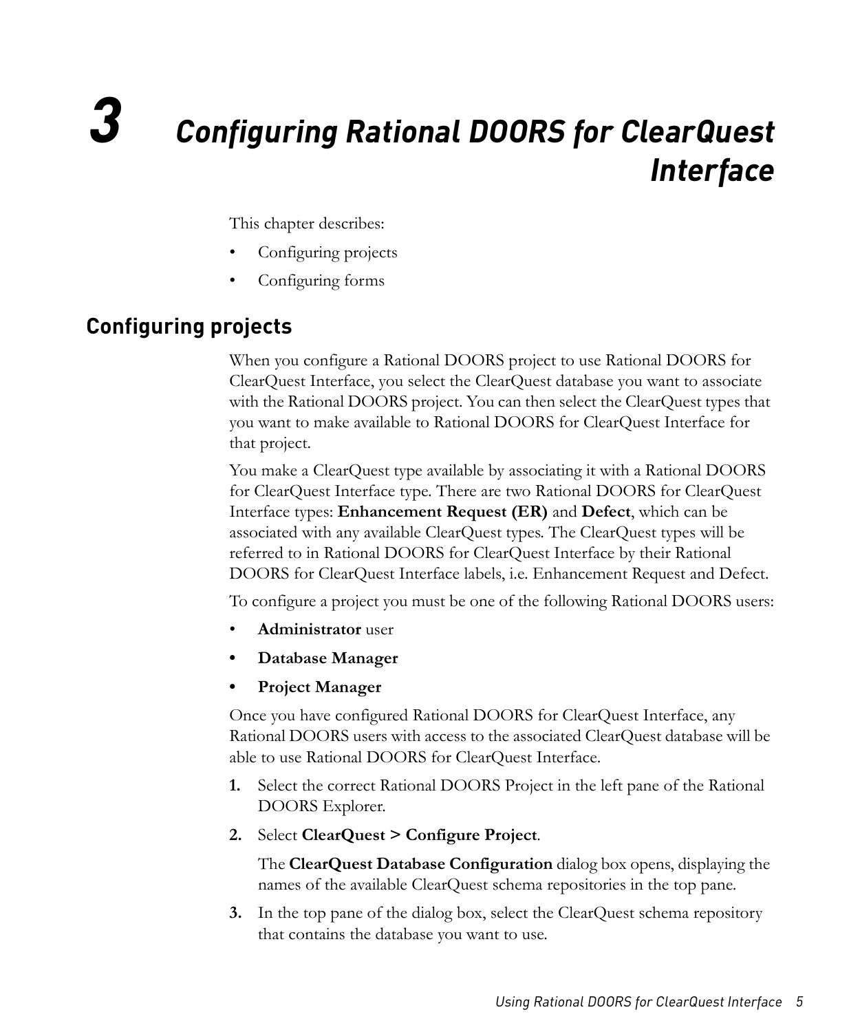# 3 Configuring Rational DOORS for ClearQuest Interface

This chapter describes:

- Configuring projects
- Configuring forms

## Configuring projects

When you configure a Rational DOORS project to use Rational DOORS for ClearQuest Interface, you select the ClearQuest database you want to associate with the Rational DOORS project. You can then select the ClearQuest types that you want to make available to Rational DOORS for ClearQuest Interface for that project.

You make a ClearQuest type available by associating it with a Rational DOORS for ClearQuest Interface type. There are two Rational DOORS for ClearQuest Interface types: **Enhancement Request (ER)** and **Defect**, which can be associated with any available ClearQuest types. The ClearQuest types will be referred to in Rational DOORS for ClearQuest Interface by their Rational DOORS for ClearQuest Interface labels, i.e. Enhancement Request and Defect.

To configure a project you must be one of the following Rational DOORS users:

- **Administrator** user
- **Database Manager**
- **Project Manager**

Once you have configured Rational DOORS for ClearQuest Interface, any Rational DOORS users with access to the associated ClearQuest database will be able to use Rational DOORS for ClearQuest Interface.

1. Select the correct Rational DOORS Project in the left pane of the Rational DOORS Explorer.
2. Select **ClearQuest > Configure Project**.

   The **ClearQuest Database Configuration** dialog box opens, displaying the names of the available ClearQuest schema repositories in the top pane.
3. In the top pane of the dialog box, select the ClearQuest schema repository that contains the database you want to use.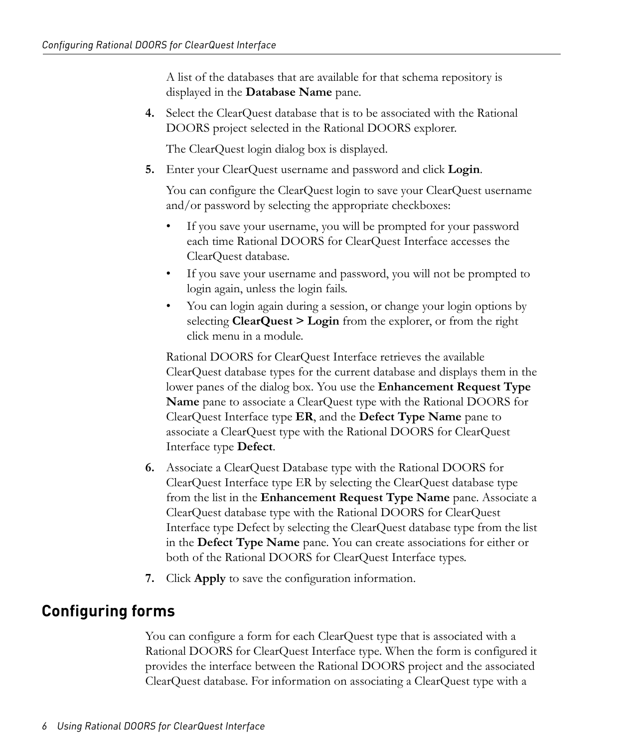A list of the databases that are available for that schema repository is displayed in the **Database Name** pane.

4. Select the ClearQuest database that is to be associated with the Rational DOORS project selected in the Rational DOORS explorer.

   The ClearQuest login dialog box is displayed.

5. Enter your ClearQuest username and password and click **Login**.

   You can configure the ClearQuest login to save your ClearQuest username and/or password by selecting the appropriate checkboxes:

   - If you save your username, you will be prompted for your password each time Rational DOORS for ClearQuest Interface accesses the ClearQuest database.
   - If you save your username and password, you will not be prompted to login again, unless the login fails.
   - You can login again during a session, or change your login options by selecting **ClearQuest > Login** from the explorer, or from the right click menu in a module.

   Rational DOORS for ClearQuest Interface retrieves the available ClearQuest database types for the current database and displays them in the lower panes of the dialog box. You use the **Enhancement Request Type Name** pane to associate a ClearQuest type with the Rational DOORS for ClearQuest Interface type **ER**, and the **Defect Type Name** pane to associate a ClearQuest type with the Rational DOORS for ClearQuest Interface type **Defect**.

6. Associate a ClearQuest Database type with the Rational DOORS for ClearQuest Interface type ER by selecting the ClearQuest database type from the list in the **Enhancement Request Type Name** pane. Associate a ClearQuest database type with the Rational DOORS for ClearQuest Interface type Defect by selecting the ClearQuest database type from the list in the **Defect Type Name** pane. You can create associations for either or both of the Rational DOORS for ClearQuest Interface types.

7. Click **Apply** to save the configuration information.

## Configuring forms

You can configure a form for each ClearQuest type that is associated with a Rational DOORS for ClearQuest Interface type. When the form is configured it provides the interface between the Rational DOORS project and the associated ClearQuest database. For information on associating a ClearQuest type with a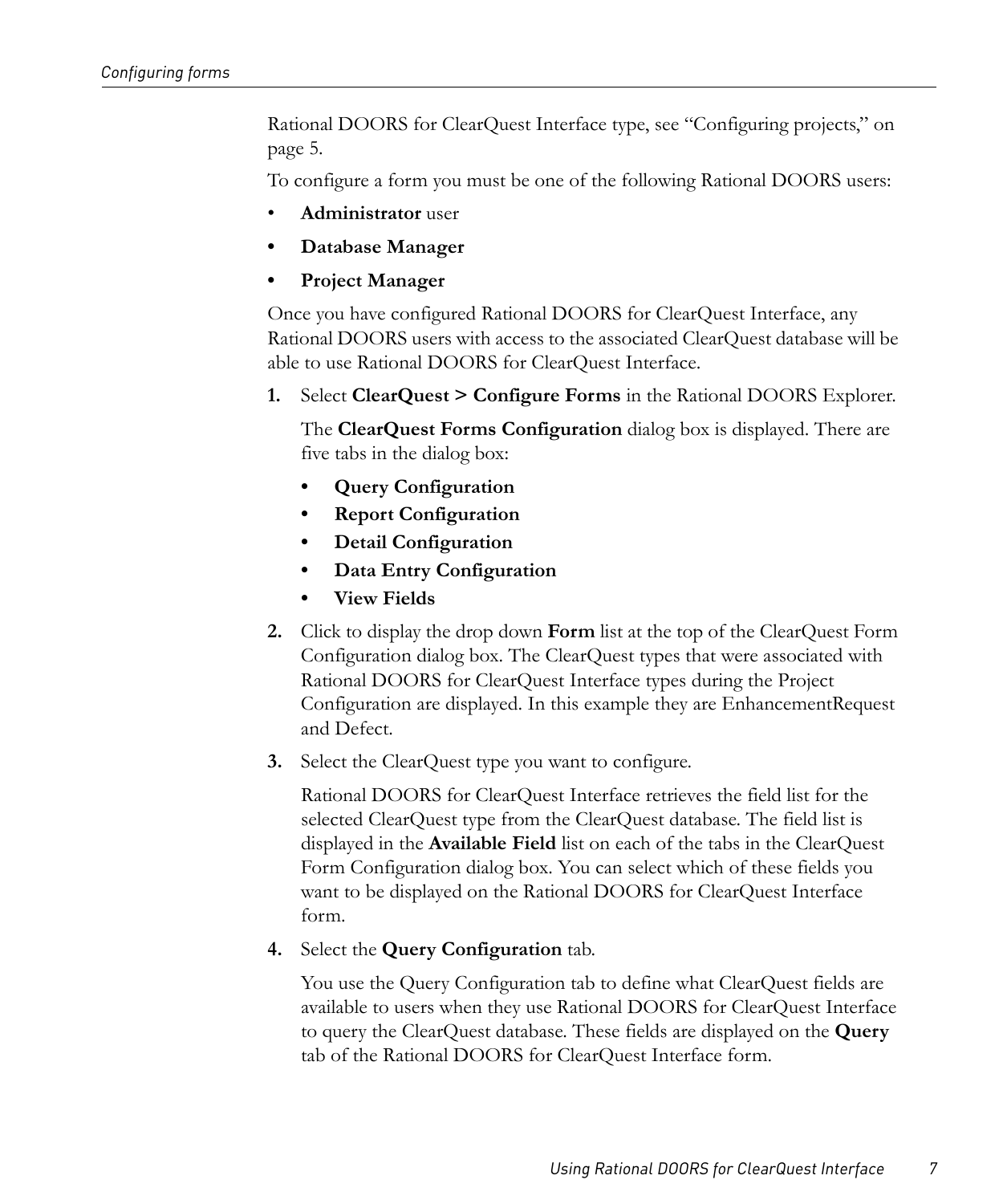Rational DOORS for ClearQuest Interface type, see “Configuring projects,” on page 5.

To configure a form you must be one of the following Rational DOORS users:

- **Administrator** user
- **Database Manager**
- **Project Manager**

Once you have configured Rational DOORS for ClearQuest Interface, any Rational DOORS users with access to the associated ClearQuest database will be able to use Rational DOORS for ClearQuest Interface.

1. Select **ClearQuest > Configure Forms** in the Rational DOORS Explorer.

   The **ClearQuest Forms Configuration** dialog box is displayed. There are five tabs in the dialog box:

   - **Query Configuration**
   - **Report Configuration**
   - **Detail Configuration**
   - **Data Entry Configuration**
   - **View Fields**

2. Click to display the drop down **Form** list at the top of the ClearQuest Form Configuration dialog box. The ClearQuest types that were associated with Rational DOORS for ClearQuest Interface types during the Project Configuration are displayed. In this example they are EnhancementRequest and Defect.

3. Select the ClearQuest type you want to configure.

   Rational DOORS for ClearQuest Interface retrieves the field list for the selected ClearQuest type from the ClearQuest database. The field list is displayed in the **Available Field** list on each of the tabs in the ClearQuest Form Configuration dialog box. You can select which of these fields you want to be displayed on the Rational DOORS for ClearQuest Interface form.

4. Select the **Query Configuration** tab.

   You use the Query Configuration tab to define what ClearQuest fields are available to users when they use Rational DOORS for ClearQuest Interface to query the ClearQuest database. These fields are displayed on the **Query** tab of the Rational DOORS for ClearQuest Interface form.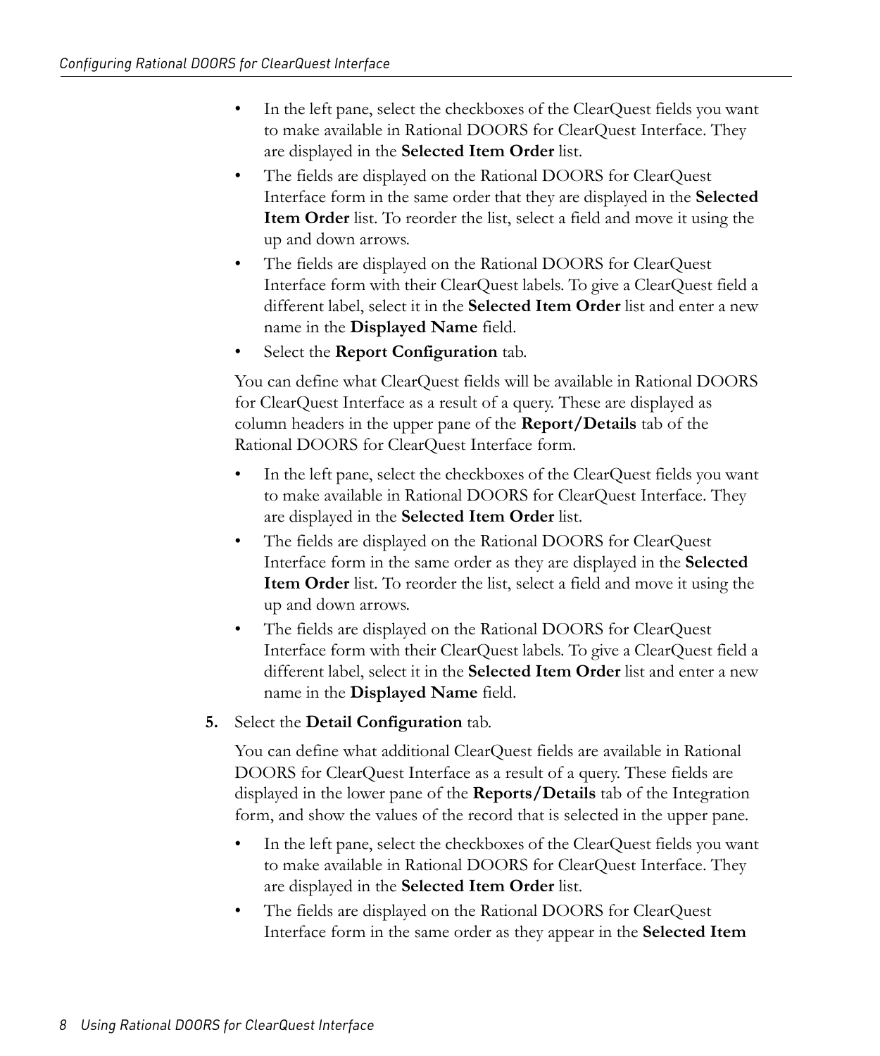- In the left pane, select the checkboxes of the ClearQuest fields you want to make available in Rational DOORS for ClearQuest Interface. They are displayed in the **Selected Item Order** list.
- The fields are displayed on the Rational DOORS for ClearQuest Interface form in the same order that they are displayed in the **Selected Item Order** list. To reorder the list, select a field and move it using the up and down arrows.
- The fields are displayed on the Rational DOORS for ClearQuest Interface form with their ClearQuest labels. To give a ClearQuest field a different label, select it in the **Selected Item Order** list and enter a new name in the **Displayed Name** field.
- Select the **Report Configuration** tab.

  You can define what ClearQuest fields will be available in Rational DOORS for ClearQuest Interface as a result of a query. These are displayed as column headers in the upper pane of the **Report/Details** tab of the Rational DOORS for ClearQuest Interface form.

  - In the left pane, select the checkboxes of the ClearQuest fields you want to make available in Rational DOORS for ClearQuest Interface. They are displayed in the **Selected Item Order** list.
  - The fields are displayed on the Rational DOORS for ClearQuest Interface form in the same order as they are displayed in the **Selected Item Order** list. To reorder the list, select a field and move it using the up and down arrows.
  - The fields are displayed on the Rational DOORS for ClearQuest Interface form with their ClearQuest labels. To give a ClearQuest field a different label, select it in the **Selected Item Order** list and enter a new name in the **Displayed Name** field.

5. Select the **Detail Configuration** tab.

   You can define what additional ClearQuest fields are available in Rational DOORS for ClearQuest Interface as a result of a query. These fields are displayed in the lower pane of the **Reports/Details** tab of the Integration form, and show the values of the record that is selected in the upper pane.

   - In the left pane, select the checkboxes of the ClearQuest fields you want to make available in Rational DOORS for ClearQuest Interface. They are displayed in the **Selected Item Order** list.
   - The fields are displayed on the Rational DOORS for ClearQuest Interface form in the same order as they appear in the **Selected Item**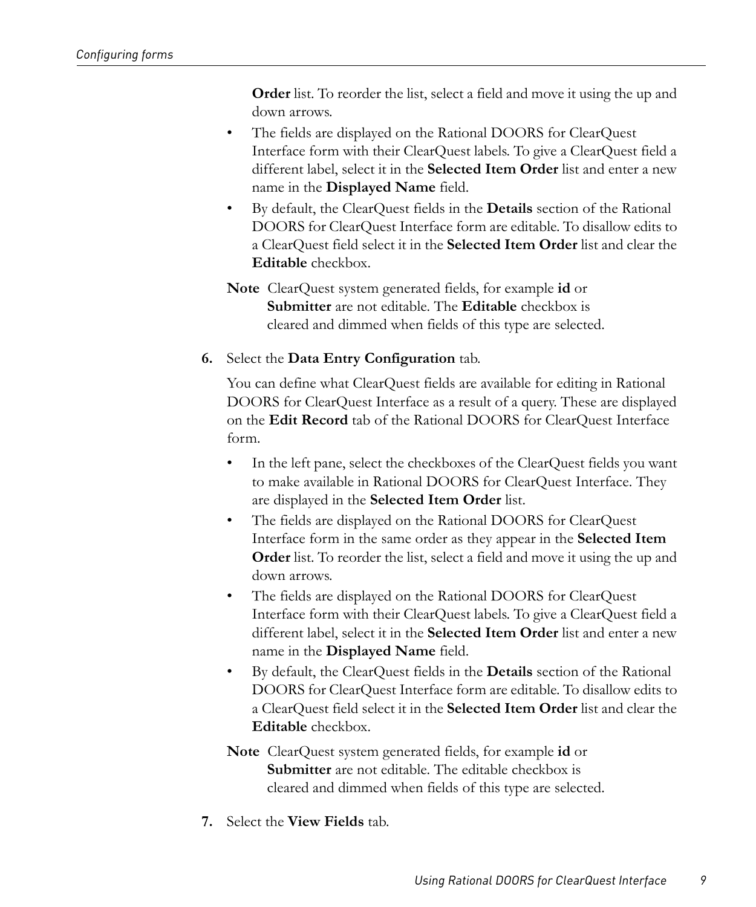**Order** list. To reorder the list, select a field and move it using the up and down arrows.

- The fields are displayed on the Rational DOORS for ClearQuest Interface form with their ClearQuest labels. To give a ClearQuest field a different label, select it in the **Selected Item Order** list and enter a new name in the **Displayed Name** field.
- By default, the ClearQuest fields in the **Details** section of the Rational DOORS for ClearQuest Interface form are editable. To disallow edits to a ClearQuest field select it in the **Selected Item Order** list and clear the **Editable** checkbox.

**Note** ClearQuest system generated fields, for example **id** or **Submitter** are not editable. The **Editable** checkbox is cleared and dimmed when fields of this type are selected.

6. Select the **Data Entry Configuration** tab.

   You can define what ClearQuest fields are available for editing in Rational DOORS for ClearQuest Interface as a result of a query. These are displayed on the **Edit Record** tab of the Rational DOORS for ClearQuest Interface form.

   - In the left pane, select the checkboxes of the ClearQuest fields you want to make available in Rational DOORS for ClearQuest Interface. They are displayed in the **Selected Item Order** list.
   - The fields are displayed on the Rational DOORS for ClearQuest Interface form in the same order as they appear in the **Selected Item Order** list. To reorder the list, select a field and move it using the up and down arrows.
   - The fields are displayed on the Rational DOORS for ClearQuest Interface form with their ClearQuest labels. To give a ClearQuest field a different label, select it in the **Selected Item Order** list and enter a new name in the **Displayed Name** field.
   - By default, the ClearQuest fields in the **Details** section of the Rational DOORS for ClearQuest Interface form are editable. To disallow edits to a ClearQuest field select it in the **Selected Item Order** list and clear the **Editable** checkbox.

   **Note** ClearQuest system generated fields, for example **id** or **Submitter** are not editable. The editable checkbox is cleared and dimmed when fields of this type are selected.

7. Select the **View Fields** tab.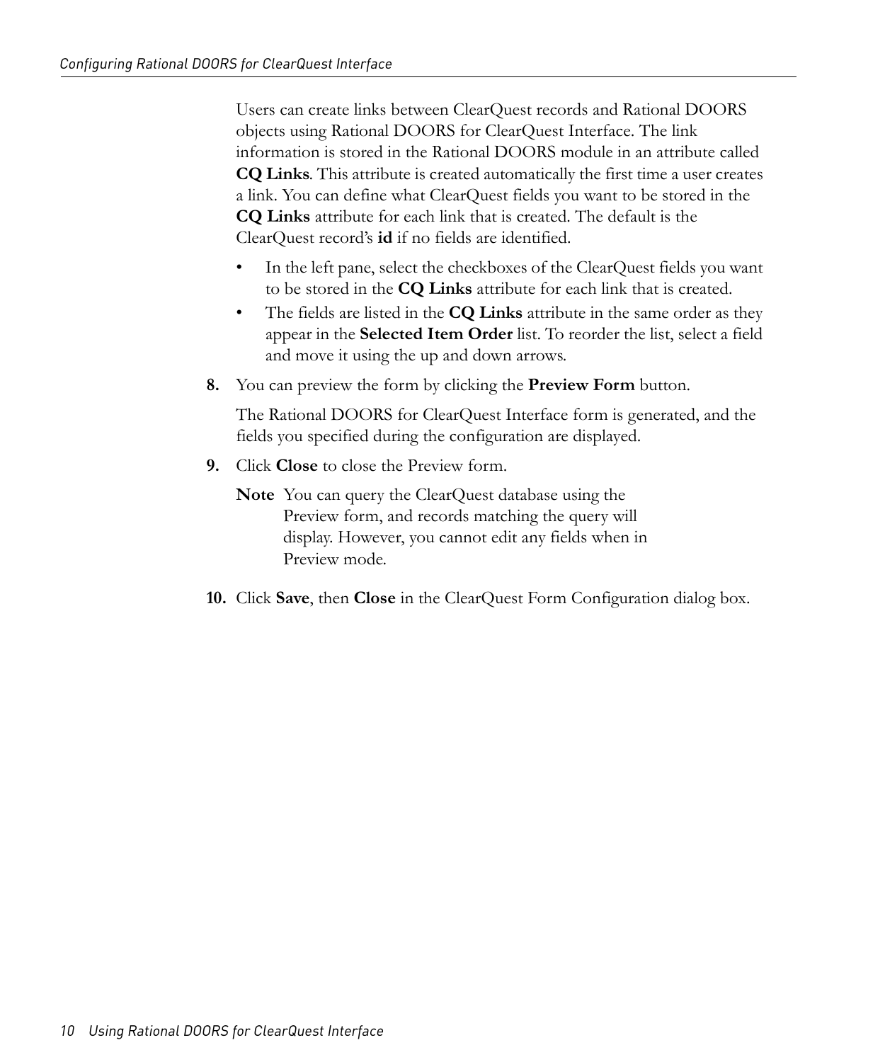Users can create links between ClearQuest records and Rational DOORS objects using Rational DOORS for ClearQuest Interface. The link information is stored in the Rational DOORS module in an attribute called **CQ Links**. This attribute is created automatically the first time a user creates a link. You can define what ClearQuest fields you want to be stored in the **CQ Links** attribute for each link that is created. The default is the ClearQuest record's **id** if no fields are identified.

- In the left pane, select the checkboxes of the ClearQuest fields you want to be stored in the **CQ Links** attribute for each link that is created.
- The fields are listed in the **CQ Links** attribute in the same order as they appear in the **Selected Item Order** list. To reorder the list, select a field and move it using the up and down arrows.

8. You can preview the form by clicking the **Preview Form** button.

   The Rational DOORS for ClearQuest Interface form is generated, and the fields you specified during the configuration are displayed.

9. Click **Close** to close the Preview form.

   **Note** You can query the ClearQuest database using the Preview form, and records matching the query will display. However, you cannot edit any fields when in Preview mode.

10. Click **Save**, then **Close** in the ClearQuest Form Configuration dialog box.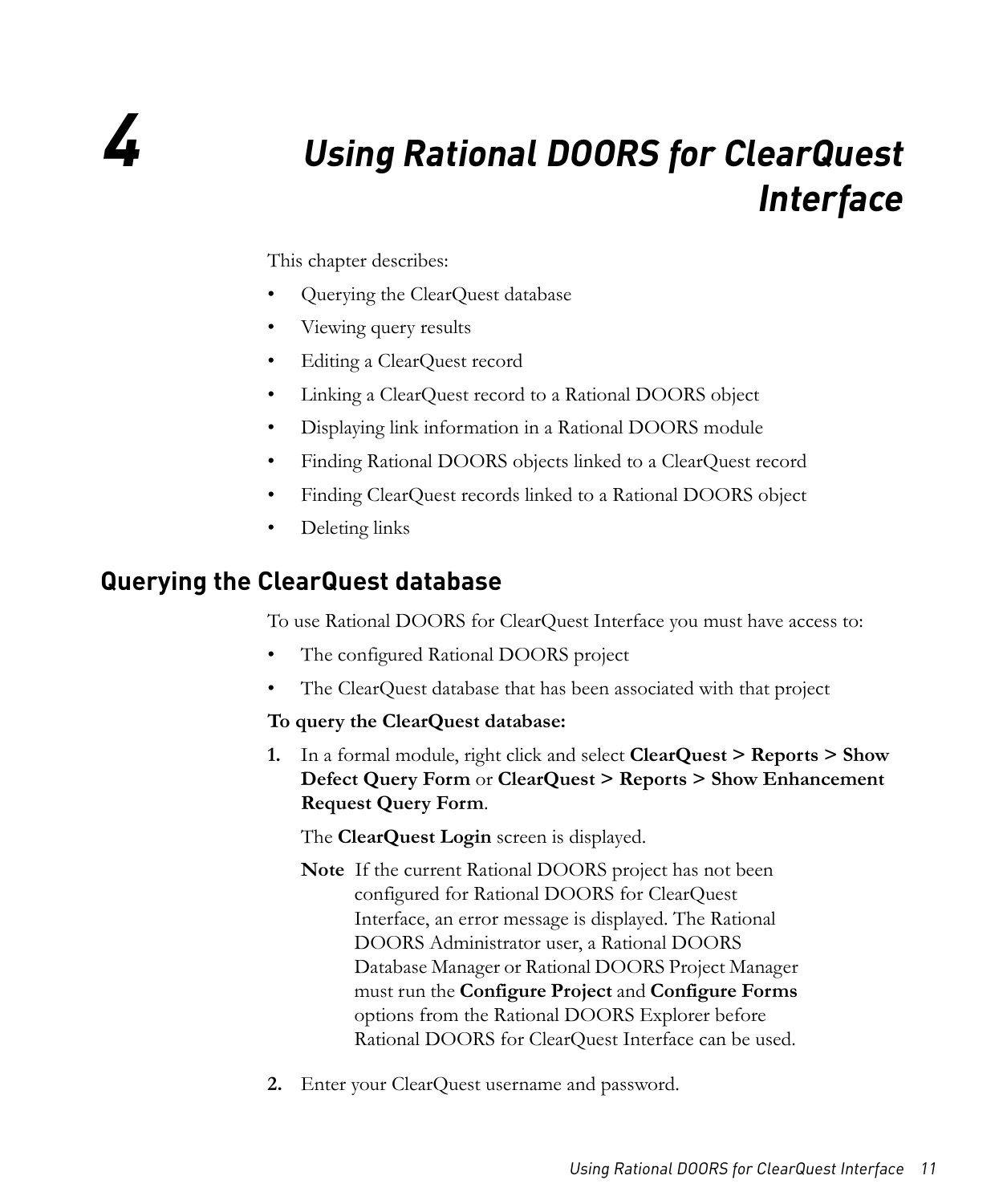# 4 Using Rational DOORS for ClearQuest Interface

This chapter describes:

- Querying the ClearQuest database
- Viewing query results
- Editing a ClearQuest record
- Linking a ClearQuest record to a Rational DOORS object
- Displaying link information in a Rational DOORS module
- Finding Rational DOORS objects linked to a ClearQuest record
- Finding ClearQuest records linked to a Rational DOORS object
- Deleting links

## Querying the ClearQuest database

To use Rational DOORS for ClearQuest Interface you must have access to:

- The configured Rational DOORS project
- The ClearQuest database that has been associated with that project

**To query the ClearQuest database:**

1. In a formal module, right click and select **ClearQuest > Reports > Show Defect Query Form** or **ClearQuest > Reports > Show Enhancement Request Query Form**.

   The **ClearQuest Login** screen is displayed.

   **Note** If the current Rational DOORS project has not been configured for Rational DOORS for ClearQuest Interface, an error message is displayed. The Rational DOORS Administrator user, a Rational DOORS Database Manager or Rational DOORS Project Manager must run the **Configure Project** and **Configure Forms** options from the Rational DOORS Explorer before Rational DOORS for ClearQuest Interface can be used.

2. Enter your ClearQuest username and password.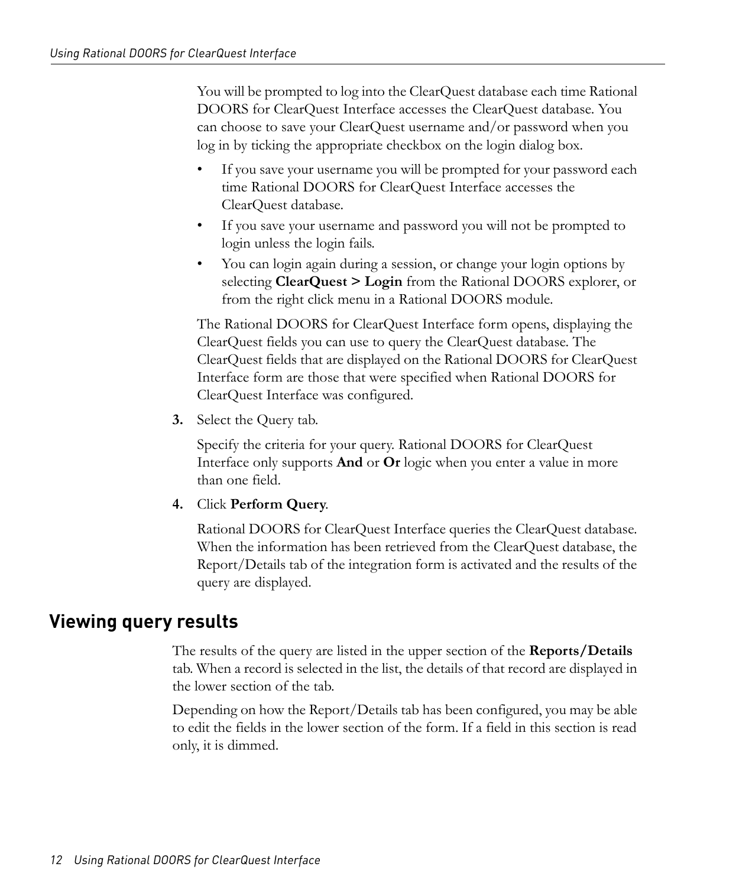You will be prompted to log into the ClearQuest database each time Rational DOORS for ClearQuest Interface accesses the ClearQuest database. You can choose to save your ClearQuest username and/or password when you log in by ticking the appropriate checkbox on the login dialog box.

- If you save your username you will be prompted for your password each time Rational DOORS for ClearQuest Interface accesses the ClearQuest database.
- If you save your username and password you will not be prompted to login unless the login fails.
- You can login again during a session, or change your login options by selecting **ClearQuest > Login** from the Rational DOORS explorer, or from the right click menu in a Rational DOORS module.

The Rational DOORS for ClearQuest Interface form opens, displaying the ClearQuest fields you can use to query the ClearQuest database. The ClearQuest fields that are displayed on the Rational DOORS for ClearQuest Interface form are those that were specified when Rational DOORS for ClearQuest Interface was configured.

3. Select the Query tab.

   Specify the criteria for your query. Rational DOORS for ClearQuest Interface only supports **And** or **Or** logic when you enter a value in more than one field.

4. Click **Perform Query**.

   Rational DOORS for ClearQuest Interface queries the ClearQuest database. When the information has been retrieved from the ClearQuest database, the Report/Details tab of the integration form is activated and the results of the query are displayed.

## Viewing query results

The results of the query are listed in the upper section of the **Reports/Details** tab. When a record is selected in the list, the details of that record are displayed in the lower section of the tab.

Depending on how the Report/Details tab has been configured, you may be able to edit the fields in the lower section of the form. If a field in this section is read only, it is dimmed.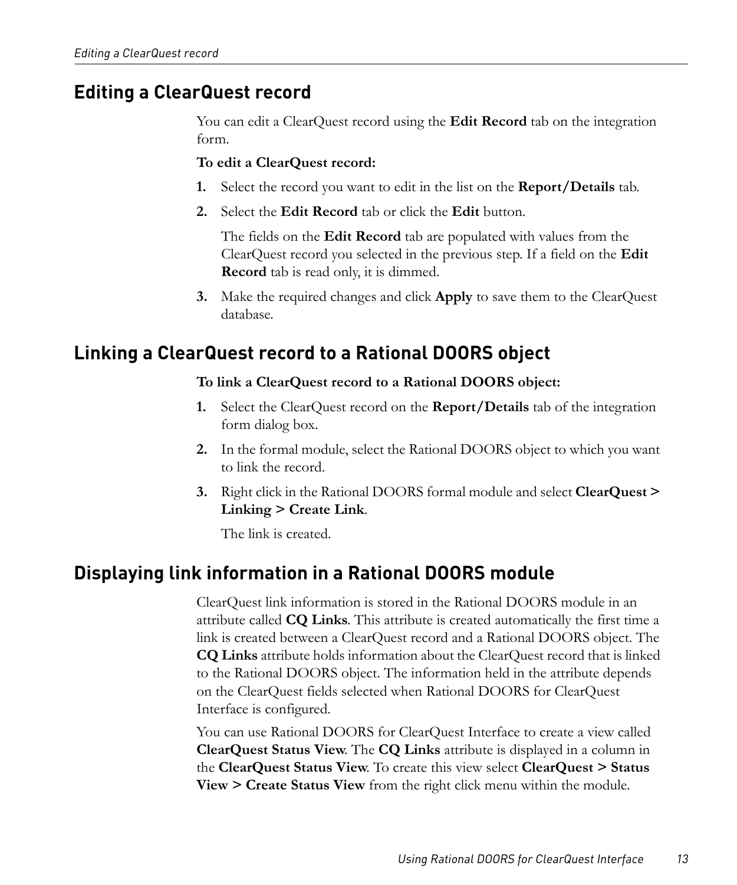## Editing a ClearQuest record

You can edit a ClearQuest record using the **Edit Record** tab on the integration form.

**To edit a ClearQuest record:**

1. Select the record you want to edit in the list on the **Report/Details** tab.
2. Select the **Edit Record** tab or click the **Edit** button.

   The fields on the **Edit Record** tab are populated with values from the ClearQuest record you selected in the previous step. If a field on the **Edit Record** tab is read only, it is dimmed.

3. Make the required changes and click **Apply** to save them to the ClearQuest database.

## Linking a ClearQuest record to a Rational DOORS object

**To link a ClearQuest record to a Rational DOORS object:**

1. Select the ClearQuest record on the **Report/Details** tab of the integration form dialog box.
2. In the formal module, select the Rational DOORS object to which you want to link the record.
3. Right click in the Rational DOORS formal module and select **ClearQuest > Linking > Create Link**.

   The link is created.

## Displaying link information in a Rational DOORS module

ClearQuest link information is stored in the Rational DOORS module in an attribute called **CQ Links**. This attribute is created automatically the first time a link is created between a ClearQuest record and a Rational DOORS object. The **CQ Links** attribute holds information about the ClearQuest record that is linked to the Rational DOORS object. The information held in the attribute depends on the ClearQuest fields selected when Rational DOORS for ClearQuest Interface is configured.

You can use Rational DOORS for ClearQuest Interface to create a view called **ClearQuest Status View**. The **CQ Links** attribute is displayed in a column in the **ClearQuest Status View**. To create this view select **ClearQuest > Status View > Create Status View** from the right click menu within the module.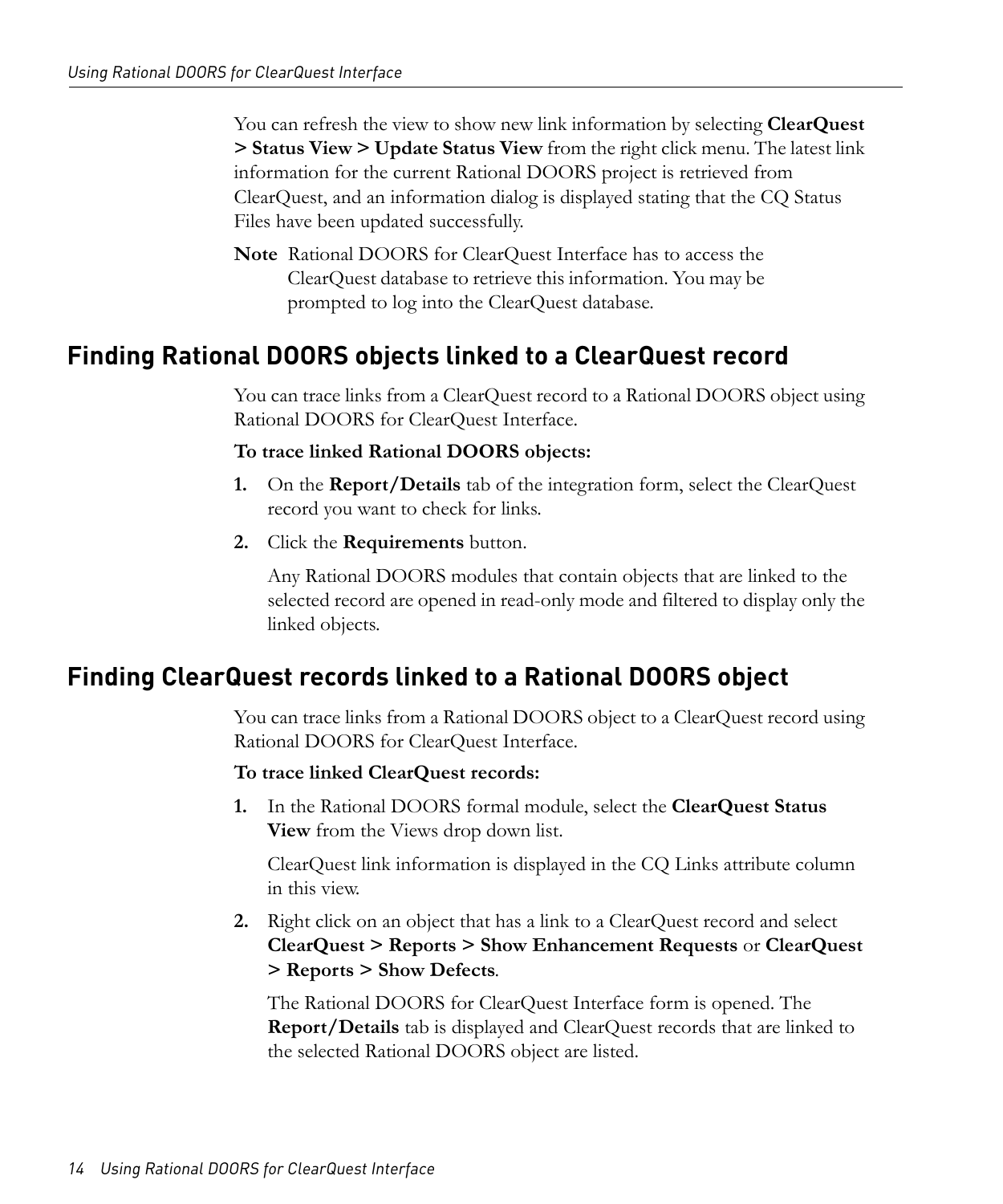You can refresh the view to show new link information by selecting **ClearQuest > Status View > Update Status View** from the right click menu. The latest link information for the current Rational DOORS project is retrieved from ClearQuest, and an information dialog is displayed stating that the CQ Status Files have been updated successfully.

**Note** Rational DOORS for ClearQuest Interface has to access the ClearQuest database to retrieve this information. You may be prompted to log into the ClearQuest database.

## Finding Rational DOORS objects linked to a ClearQuest record

You can trace links from a ClearQuest record to a Rational DOORS object using Rational DOORS for ClearQuest Interface.

**To trace linked Rational DOORS objects:**

1. On the **Report/Details** tab of the integration form, select the ClearQuest record you want to check for links.
2. Click the **Requirements** button.

   Any Rational DOORS modules that contain objects that are linked to the selected record are opened in read-only mode and filtered to display only the linked objects.

## Finding ClearQuest records linked to a Rational DOORS object

You can trace links from a Rational DOORS object to a ClearQuest record using Rational DOORS for ClearQuest Interface.

**To trace linked ClearQuest records:**

1. In the Rational DOORS formal module, select the **ClearQuest Status View** from the Views drop down list.

   ClearQuest link information is displayed in the CQ Links attribute column in this view.

2. Right click on an object that has a link to a ClearQuest record and select **ClearQuest > Reports > Show Enhancement Requests** or **ClearQuest > Reports > Show Defects**.

   The Rational DOORS for ClearQuest Interface form is opened. The **Report/Details** tab is displayed and ClearQuest records that are linked to the selected Rational DOORS object are listed.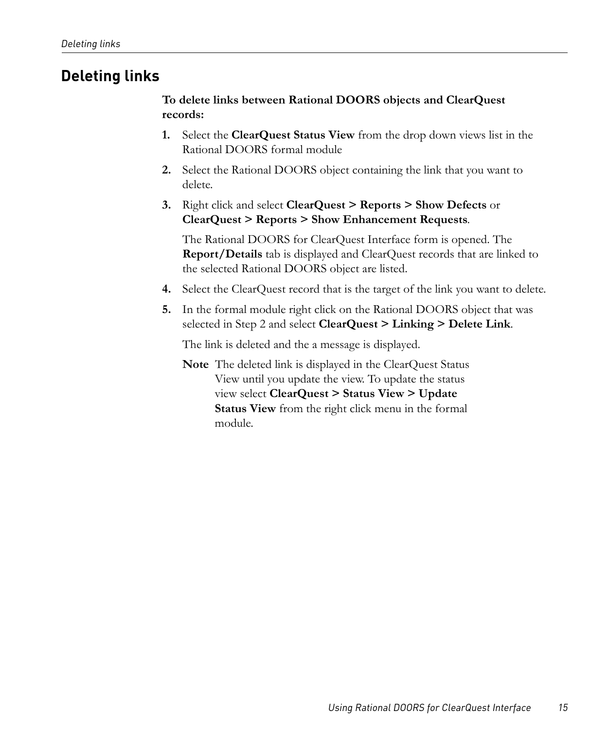# Deleting links

**To delete links between Rational DOORS objects and ClearQuest records:**

1. Select the **ClearQuest Status View** from the drop down views list in the Rational DOORS formal module
2. Select the Rational DOORS object containing the link that you want to delete.
3. Right click and select **ClearQuest > Reports > Show Defects** or **ClearQuest > Reports > Show Enhancement Requests**.

   The Rational DOORS for ClearQuest Interface form is opened. The **Report/Details** tab is displayed and ClearQuest records that are linked to the selected Rational DOORS object are listed.
4. Select the ClearQuest record that is the target of the link you want to delete.
5. In the formal module right click on the Rational DOORS object that was selected in Step 2 and select **ClearQuest > Linking > Delete Link**.

   The link is deleted and the a message is displayed.

   **Note** The deleted link is displayed in the ClearQuest Status View until you update the view. To update the status view select **ClearQuest > Status View > Update Status View** from the right click menu in the formal module.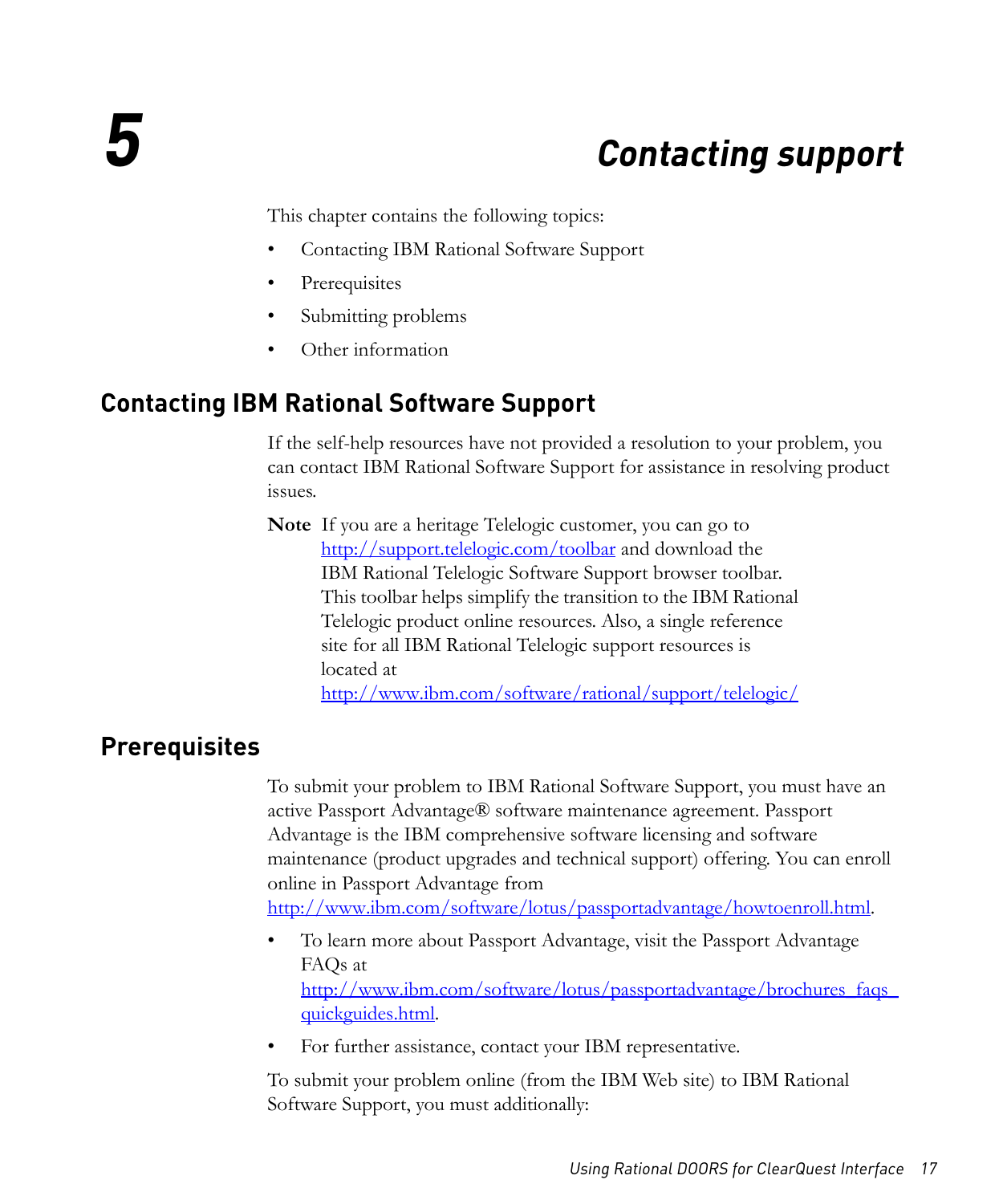# 5 Contacting support

This chapter contains the following topics:

- Contacting IBM Rational Software Support
- Prerequisites
- Submitting problems
- Other information

## Contacting IBM Rational Software Support

If the self-help resources have not provided a resolution to your problem, you can contact IBM Rational Software Support for assistance in resolving product issues.

**Note** If you are a heritage Telelogic customer, you can go to http://support.telelogic.com/toolbar and download the IBM Rational Telelogic Software Support browser toolbar. This toolbar helps simplify the transition to the IBM Rational Telelogic product online resources. Also, a single reference site for all IBM Rational Telelogic support resources is located at http://www.ibm.com/software/rational/support/telelogic/

## Prerequisites

To submit your problem to IBM Rational Software Support, you must have an active Passport Advantage® software maintenance agreement. Passport Advantage is the IBM comprehensive software licensing and software maintenance (product upgrades and technical support) offering. You can enroll online in Passport Advantage from http://www.ibm.com/software/lotus/passportadvantage/howtoenroll.html.

- To learn more about Passport Advantage, visit the Passport Advantage FAQs at http://www.ibm.com/software/lotus/passportadvantage/brochures_faqs_quickguides.html.
- For further assistance, contact your IBM representative.

To submit your problem online (from the IBM Web site) to IBM Rational Software Support, you must additionally: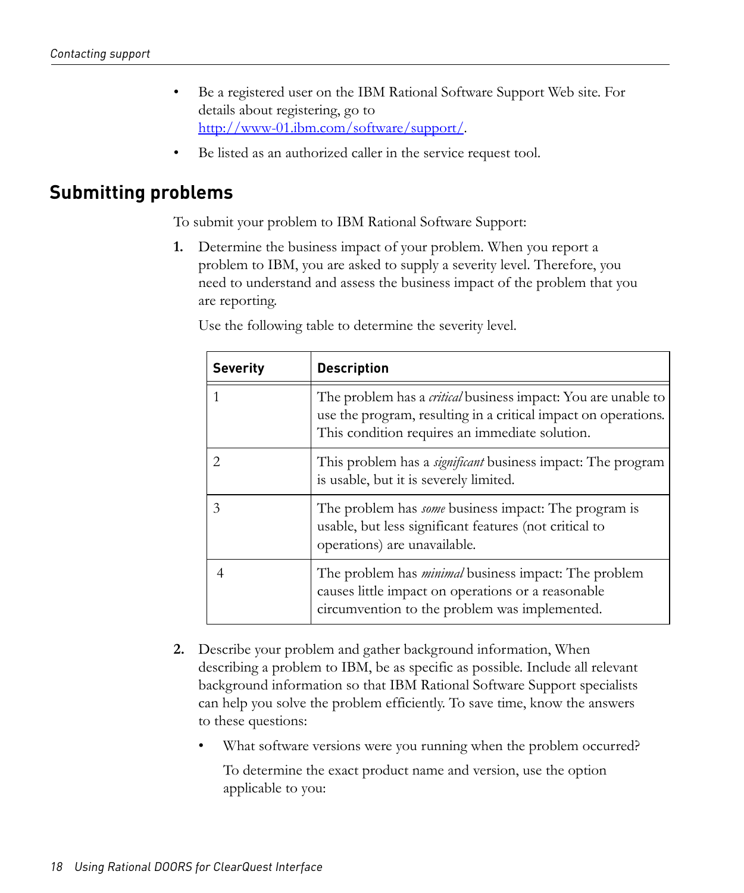- Be a registered user on the IBM Rational Software Support Web site. For details about registering, go to http://www-01.ibm.com/software/support/.
- Be listed as an authorized caller in the service request tool.

## Submitting problems

To submit your problem to IBM Rational Software Support:

1. Determine the business impact of your problem. When you report a problem to IBM, you are asked to supply a severity level. Therefore, you need to understand and assess the business impact of the problem that you are reporting.

   Use the following table to determine the severity level.

   | Severity | Description |
   |---|---|
   | 1 | The problem has a *critical* business impact: You are unable to use the program, resulting in a critical impact on operations. This condition requires an immediate solution. |
   | 2 | This problem has a *significant* business impact: The program is usable, but it is severely limited. |
   | 3 | The problem has *some* business impact: The program is usable, but less significant features (not critical to operations) are unavailable. |
   | 4 | The problem has *minimal* business impact: The problem causes little impact on operations or a reasonable circumvention to the problem was implemented. |

2. Describe your problem and gather background information, When describing a problem to IBM, be as specific as possible. Include all relevant background information so that IBM Rational Software Support specialists can help you solve the problem efficiently. To save time, know the answers to these questions:

   - What software versions were you running when the problem occurred?

     To determine the exact product name and version, use the option applicable to you: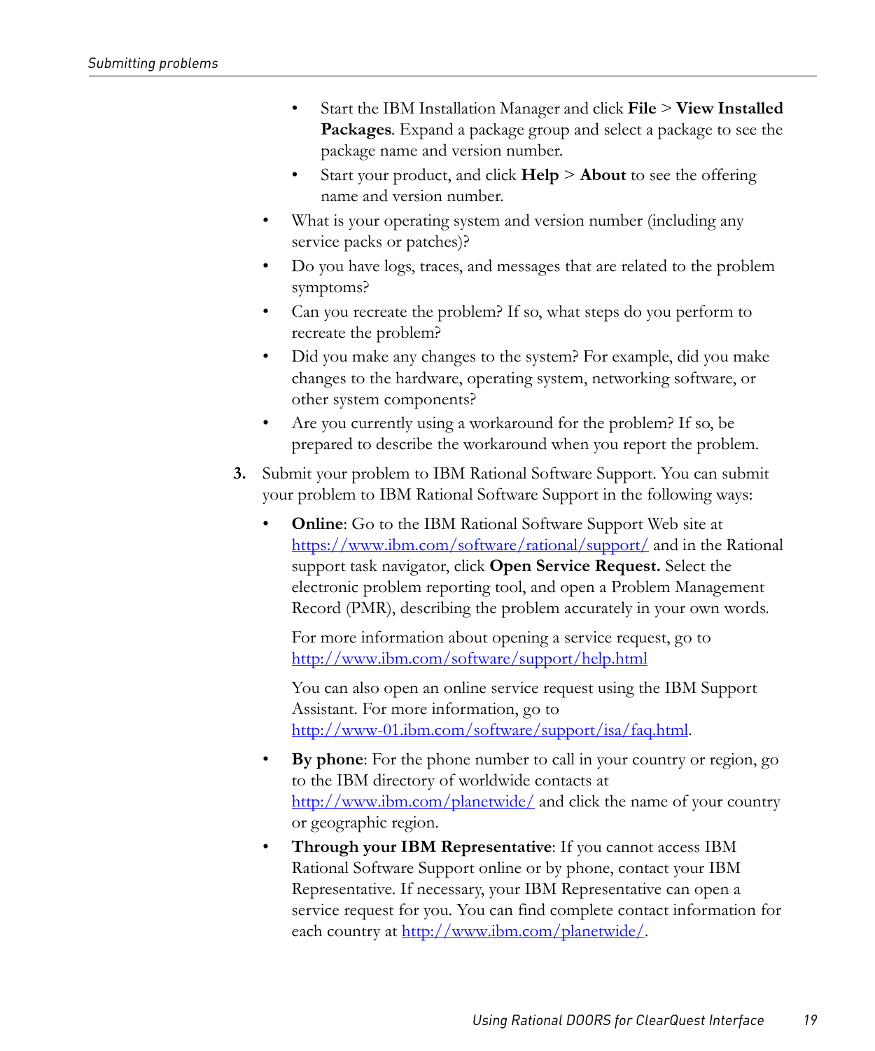- Start the IBM Installation Manager and click **File** > **View Installed Packages**. Expand a package group and select a package to see the package name and version number.
    - Start your product, and click **Help** > **About** to see the offering name and version number.
  - What is your operating system and version number (including any service packs or patches)?
  - Do you have logs, traces, and messages that are related to the problem symptoms?
  - Can you recreate the problem? If so, what steps do you perform to recreate the problem?
  - Did you make any changes to the system? For example, did you make changes to the hardware, operating system, networking software, or other system components?
  - Are you currently using a workaround for the problem? If so, be prepared to describe the workaround when you report the problem.

3. Submit your problem to IBM Rational Software Support. You can submit your problem to IBM Rational Software Support in the following ways:

   - **Online**: Go to the IBM Rational Software Support Web site at https://www.ibm.com/software/rational/support/ and in the Rational support task navigator, click **Open Service Request.** Select the electronic problem reporting tool, and open a Problem Management Record (PMR), describing the problem accurately in your own words.

     For more information about opening a service request, go to http://www.ibm.com/software/support/help.html

     You can also open an online service request using the IBM Support Assistant. For more information, go to http://www-01.ibm.com/software/support/isa/faq.html.

   - **By phone**: For the phone number to call in your country or region, go to the IBM directory of worldwide contacts at http://www.ibm.com/planetwide/ and click the name of your country or geographic region.

   - **Through your IBM Representative**: If you cannot access IBM Rational Software Support online or by phone, contact your IBM Representative. If necessary, your IBM Representative can open a service request for you. You can find complete contact information for each country at http://www.ibm.com/planetwide/.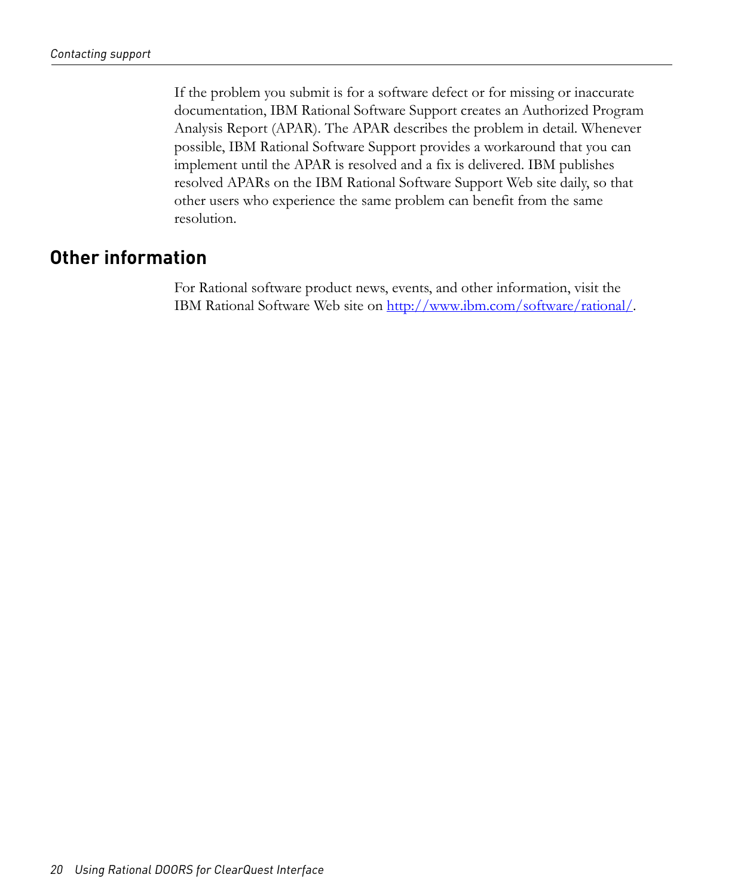If the problem you submit is for a software defect or for missing or inaccurate documentation, IBM Rational Software Support creates an Authorized Program Analysis Report (APAR). The APAR describes the problem in detail. Whenever possible, IBM Rational Software Support provides a workaround that you can implement until the APAR is resolved and a fix is delivered. IBM publishes resolved APARs on the IBM Rational Software Support Web site daily, so that other users who experience the same problem can benefit from the same resolution.

## Other information

For Rational software product news, events, and other information, visit the IBM Rational Software Web site on [http://www.ibm.com/software/rational/](http://www.ibm.com/software/rational/).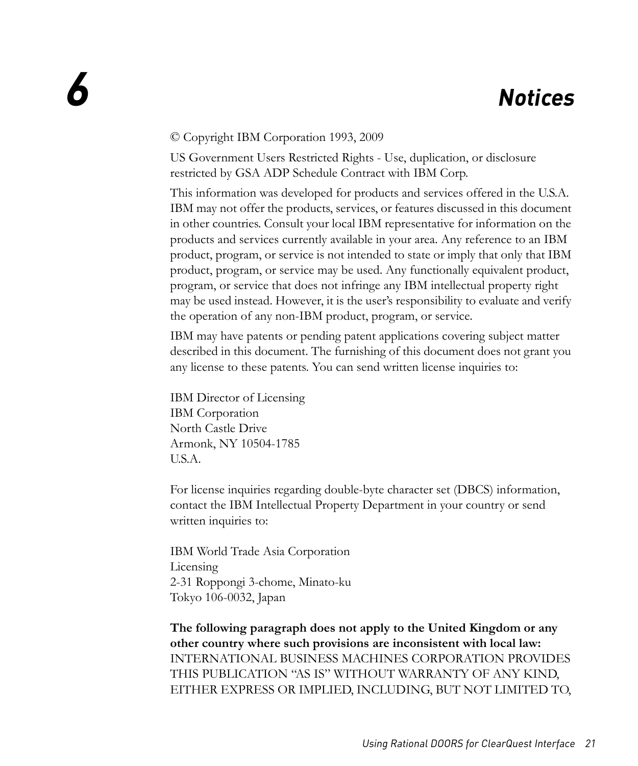# 6 Notices

© Copyright IBM Corporation 1993, 2009

US Government Users Restricted Rights - Use, duplication, or disclosure restricted by GSA ADP Schedule Contract with IBM Corp.

This information was developed for products and services offered in the U.S.A. IBM may not offer the products, services, or features discussed in this document in other countries. Consult your local IBM representative for information on the products and services currently available in your area. Any reference to an IBM product, program, or service is not intended to state or imply that only that IBM product, program, or service may be used. Any functionally equivalent product, program, or service that does not infringe any IBM intellectual property right may be used instead. However, it is the user's responsibility to evaluate and verify the operation of any non-IBM product, program, or service.

IBM may have patents or pending patent applications covering subject matter described in this document. The furnishing of this document does not grant you any license to these patents. You can send written license inquiries to:

IBM Director of Licensing
IBM Corporation
North Castle Drive
Armonk, NY 10504-1785
U.S.A.

For license inquiries regarding double-byte character set (DBCS) information, contact the IBM Intellectual Property Department in your country or send written inquiries to:

IBM World Trade Asia Corporation
Licensing
2-31 Roppongi 3-chome, Minato-ku
Tokyo 106-0032, Japan

**The following paragraph does not apply to the United Kingdom or any other country where such provisions are inconsistent with local law:** INTERNATIONAL BUSINESS MACHINES CORPORATION PROVIDES THIS PUBLICATION "AS IS" WITHOUT WARRANTY OF ANY KIND, EITHER EXPRESS OR IMPLIED, INCLUDING, BUT NOT LIMITED TO,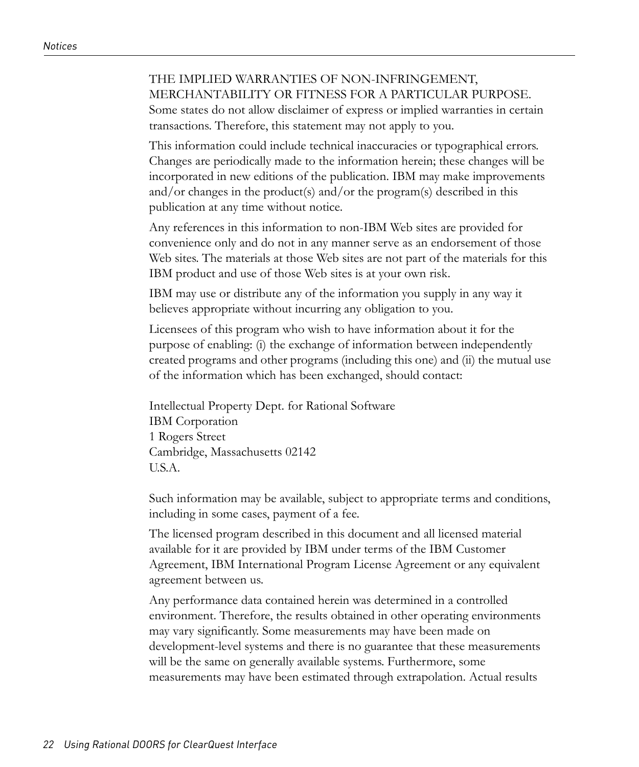THE IMPLIED WARRANTIES OF NON-INFRINGEMENT, MERCHANTABILITY OR FITNESS FOR A PARTICULAR PURPOSE. Some states do not allow disclaimer of express or implied warranties in certain transactions. Therefore, this statement may not apply to you.

This information could include technical inaccuracies or typographical errors. Changes are periodically made to the information herein; these changes will be incorporated in new editions of the publication. IBM may make improvements and/or changes in the product(s) and/or the program(s) described in this publication at any time without notice.

Any references in this information to non-IBM Web sites are provided for convenience only and do not in any manner serve as an endorsement of those Web sites. The materials at those Web sites are not part of the materials for this IBM product and use of those Web sites is at your own risk.

IBM may use or distribute any of the information you supply in any way it believes appropriate without incurring any obligation to you.

Licensees of this program who wish to have information about it for the purpose of enabling: (i) the exchange of information between independently created programs and other programs (including this one) and (ii) the mutual use of the information which has been exchanged, should contact:

Intellectual Property Dept. for Rational Software
IBM Corporation
1 Rogers Street
Cambridge, Massachusetts 02142
U.S.A.

Such information may be available, subject to appropriate terms and conditions, including in some cases, payment of a fee.

The licensed program described in this document and all licensed material available for it are provided by IBM under terms of the IBM Customer Agreement, IBM International Program License Agreement or any equivalent agreement between us.

Any performance data contained herein was determined in a controlled environment. Therefore, the results obtained in other operating environments may vary significantly. Some measurements may have been made on development-level systems and there is no guarantee that these measurements will be the same on generally available systems. Furthermore, some measurements may have been estimated through extrapolation. Actual results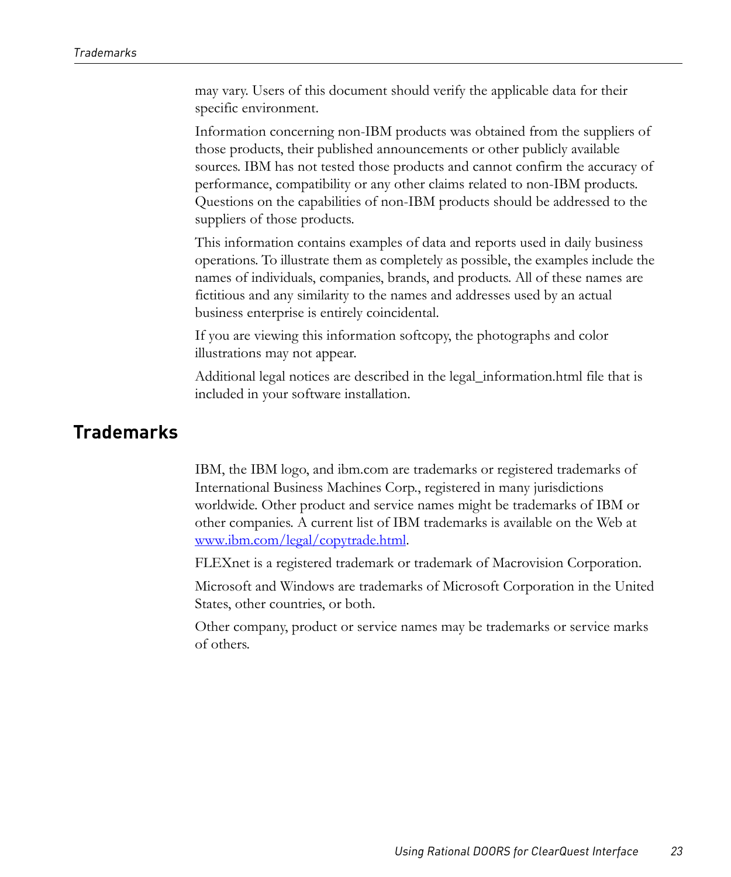may vary. Users of this document should verify the applicable data for their specific environment.

Information concerning non-IBM products was obtained from the suppliers of those products, their published announcements or other publicly available sources. IBM has not tested those products and cannot confirm the accuracy of performance, compatibility or any other claims related to non-IBM products. Questions on the capabilities of non-IBM products should be addressed to the suppliers of those products.

This information contains examples of data and reports used in daily business operations. To illustrate them as completely as possible, the examples include the names of individuals, companies, brands, and products. All of these names are fictitious and any similarity to the names and addresses used by an actual business enterprise is entirely coincidental.

If you are viewing this information softcopy, the photographs and color illustrations may not appear.

Additional legal notices are described in the legal_information.html file that is included in your software installation.

## Trademarks

IBM, the IBM logo, and ibm.com are trademarks or registered trademarks of International Business Machines Corp., registered in many jurisdictions worldwide. Other product and service names might be trademarks of IBM or other companies. A current list of IBM trademarks is available on the Web at [www.ibm.com/legal/copytrade.html](www.ibm.com/legal/copytrade.html).

FLEXnet is a registered trademark or trademark of Macrovision Corporation.

Microsoft and Windows are trademarks of Microsoft Corporation in the United States, other countries, or both.

Other company, product or service names may be trademarks or service marks of others.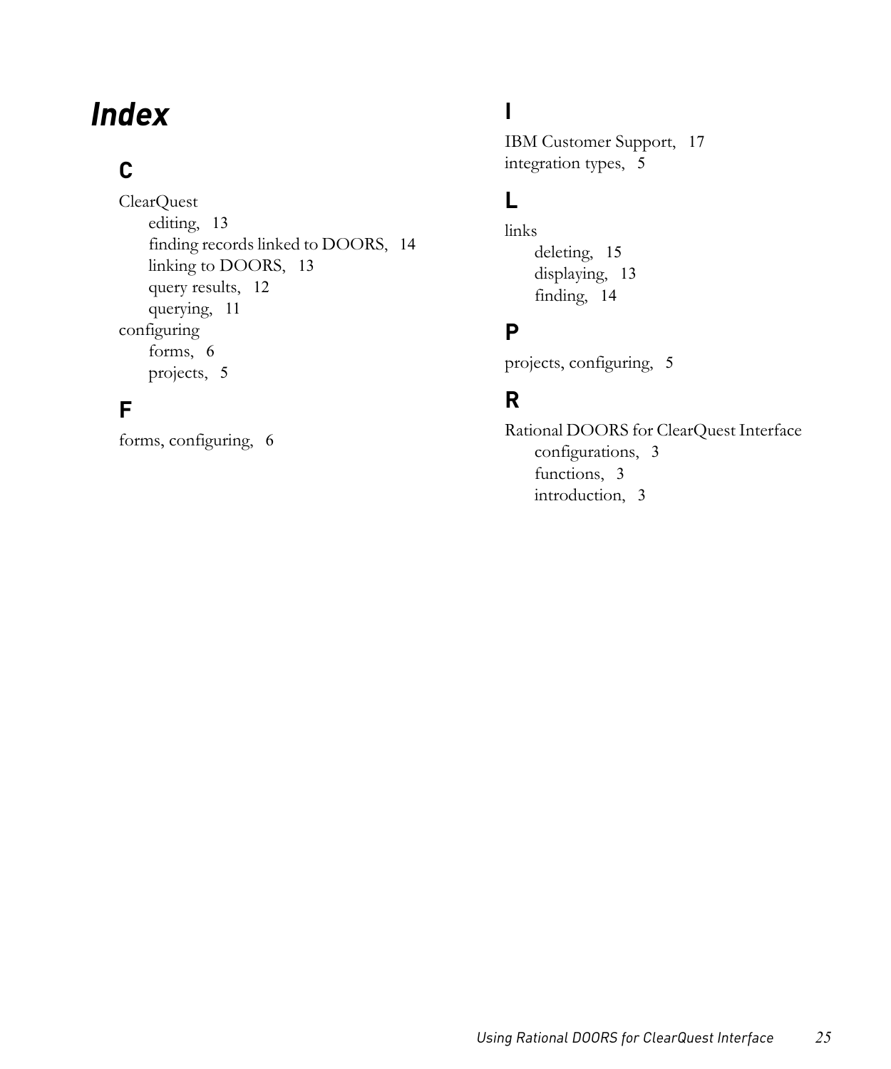# Index

## C

ClearQuest
- editing, 13
- finding records linked to DOORS, 14
- linking to DOORS, 13
- query results, 12
- querying, 11

configuring
- forms, 6
- projects, 5

## F

forms, configuring, 6

## I

IBM Customer Support, 17

integration types, 5

## L

links
- deleting, 15
- displaying, 13
- finding, 14

## P

projects, configuring, 5

## R

Rational DOORS for ClearQuest Interface
- configurations, 3
- functions, 3
- introduction, 3